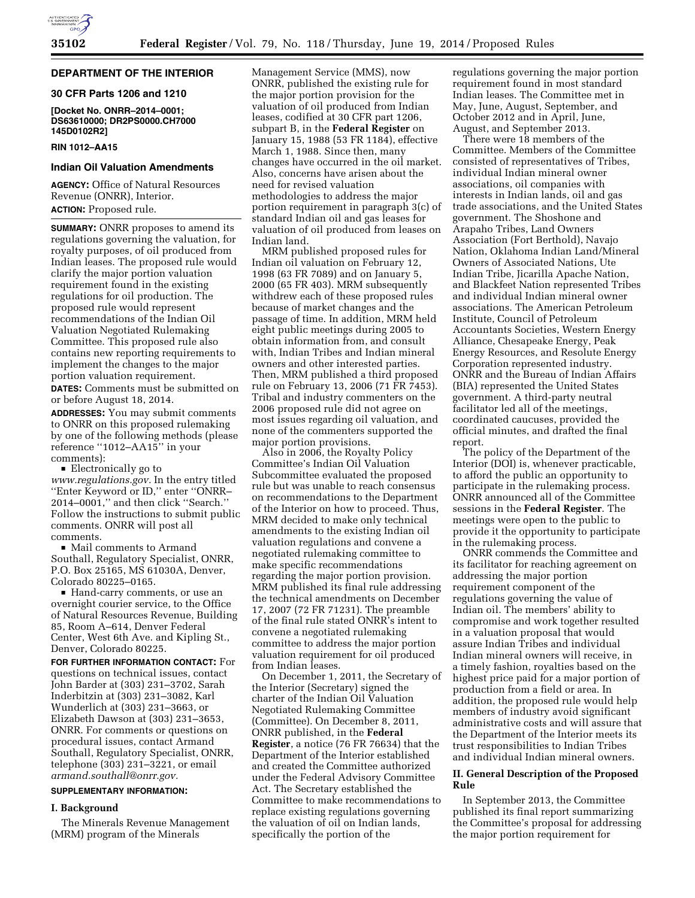**DEPARTMENT OF THE INTERIOR**

**30 CFR Parts 1206 and 1210**

**[Docket No. ONRR–2014–0001; DS63610000; DR2PS0000.CH7000 145D0102R2]**

**RIN 1012–AA15**

# Indian Oil Valuation Amendments

**AGENCY:** Office of Natural Resources Revenue (ONRR), Interior.

**ACTION:** Proposed rule.

**SUMMARY:** ONRR proposes to amend its regulations governing the valuation, for royalty purposes, of oil produced from Indian leases. The proposed rule would clarify the major portion valuation requirement found in the existing regulations for oil production. The proposed rule would represent recommendations of the Indian Oil Valuation Negotiated Rulemaking Committee. This proposed rule also contains new reporting requirements to implement the changes to the major portion valuation requirement.

**DATES:** Comments must be submitted on or before August 18, 2014.

**ADDRESSES:** You may submit comments to ONRR on this proposed rulemaking by one of the following methods (please reference ''1012–AA15'' in your comments):

■ Electronically go to *www.regulations.gov.* In the entry titled ''Enter Keyword or ID,'' enter ''ONRR–2014–0001,'' and then click ''Search.'' Follow the instructions to submit public comments. ONRR will post all comments.

■ Mail comments to Armand Southall, Regulatory Specialist, ONRR, P.O. Box 25165, MS 61030A, Denver, Colorado 80225–0165.

■ Hand-carry comments, or use an overnight courier service, to the Office of Natural Resources Revenue, Building 85, Room A–614, Denver Federal Center, West 6th Ave. and Kipling St., Denver, Colorado 80225.

**FOR FURTHER INFORMATION CONTACT:** For questions on technical issues, contact John Barder at (303) 231–3702, Sarah Inderbitzin at (303) 231–3082, Karl Wunderlich at (303) 231–3663, or Elizabeth Dawson at (303) 231–3653, ONRR. For comments or questions on procedural issues, contact Armand Southall, Regulatory Specialist, ONRR, telephone (303) 231–3221, or email *armand.southall@onrr.gov.*

**SUPPLEMENTARY INFORMATION:**

## I. Background

The Minerals Revenue Management (MRM) program of the Minerals Management Service (MMS), now ONRR, published the existing rule for the major portion provision for the valuation of oil produced from Indian leases, codified at 30 CFR part 1206, subpart B, in the **Federal Register** on January 15, 1988 (53 FR 1184), effective March 1, 1988. Since then, many changes have occurred in the oil market. Also, concerns have arisen about the need for revised valuation methodologies to address the major portion requirement in paragraph 3(c) of standard Indian oil and gas leases for valuation of oil produced from leases on Indian land.

MRM published proposed rules for Indian oil valuation on February 12, 1998 (63 FR 7089) and on January 5, 2000 (65 FR 403). MRM subsequently withdrew each of these proposed rules because of market changes and the passage of time. In addition, MRM held eight public meetings during 2005 to obtain information from, and consult with, Indian Tribes and Indian mineral owners and other interested parties. Then, MRM published a third proposed rule on February 13, 2006 (71 FR 7453). Tribal and industry commenters on the 2006 proposed rule did not agree on most issues regarding oil valuation, and none of the commenters supported the major portion provisions.

Also in 2006, the Royalty Policy Committee's Indian Oil Valuation Subcommittee evaluated the proposed rule but was unable to reach consensus on recommendations to the Department of the Interior on how to proceed. Thus, MRM decided to make only technical amendments to the existing Indian oil valuation regulations and convene a negotiated rulemaking committee to make specific recommendations regarding the major portion provision. MRM published its final rule addressing the technical amendments on December 17, 2007 (72 FR 71231). The preamble of the final rule stated ONRR's intent to convene a negotiated rulemaking committee to address the major portion valuation requirement for oil produced from Indian leases.

On December 1, 2011, the Secretary of the Interior (Secretary) signed the charter of the Indian Oil Valuation Negotiated Rulemaking Committee (Committee). On December 8, 2011, ONRR published, in the **Federal Register**, a notice (76 FR 76634) that the Department of the Interior established and created the Committee authorized under the Federal Advisory Committee Act. The Secretary established the Committee to make recommendations to replace existing regulations governing the valuation of oil on Indian lands, specifically the portion of the regulations governing the major portion requirement found in most standard Indian leases. The Committee met in May, June, August, September, and October 2012 and in April, June, August, and September 2013.

There were 18 members of the Committee. Members of the Committee consisted of representatives of Tribes, individual Indian mineral owner associations, oil companies with interests in Indian lands, oil and gas trade associations, and the United States government. The Shoshone and Arapaho Tribes, Land Owners Association (Fort Berthold), Navajo Nation, Oklahoma Indian Land/Mineral Owners of Associated Nations, Ute Indian Tribe, Jicarilla Apache Nation, and Blackfeet Nation represented Tribes and individual Indian mineral owner associations. The American Petroleum Institute, Council of Petroleum Accountants Societies, Western Energy Alliance, Chesapeake Energy, Peak Energy Resources, and Resolute Energy Corporation represented industry. ONRR and the Bureau of Indian Affairs (BIA) represented the United States government. A third-party neutral facilitator led all of the meetings, coordinated caucuses, provided the official minutes, and drafted the final report.

The policy of the Department of the Interior (DOI) is, whenever practicable, to afford the public an opportunity to participate in the rulemaking process. ONRR announced all of the Committee sessions in the **Federal Register**. The meetings were open to the public to provide it the opportunity to participate in the rulemaking process.

ONRR commends the Committee and its facilitator for reaching agreement on addressing the major portion requirement component of the regulations governing the value of Indian oil. The members' ability to compromise and work together resulted in a valuation proposal that would assure Indian Tribes and individual Indian mineral owners will receive, in a timely fashion, royalties based on the highest price paid for a major portion of production from a field or area. In addition, the proposed rule would help members of industry avoid significant administrative costs and will assure that the Department of the Interior meets its trust responsibilities to Indian Tribes and individual Indian mineral owners.

## II. General Description of the Proposed Rule

In September 2013, the Committee published its final report summarizing the Committee's proposal for addressing the major portion requirement for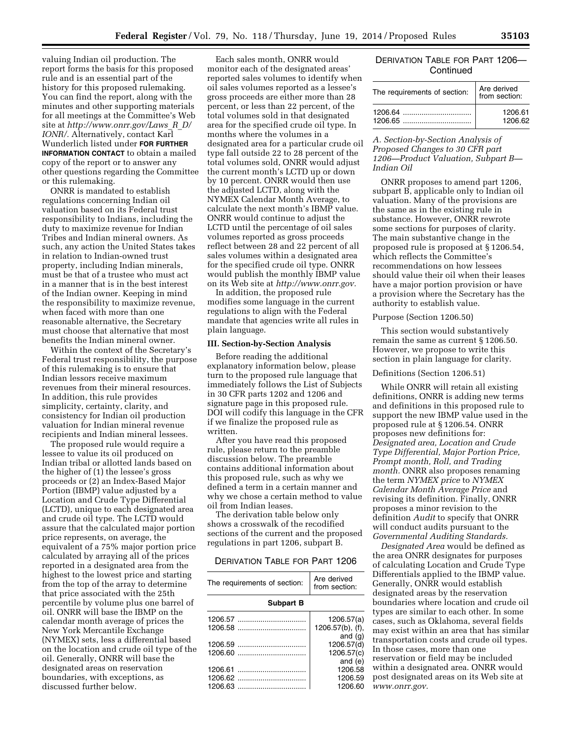valuing Indian oil production. The report forms the basis for this proposed rule and is an essential part of the history for this proposed rulemaking. You can find the report, along with the minutes and other supporting materials for all meetings at the Committee's Web site at *http://www.onrr.gov/Laws_R_D/IONR/*. Alternatively, contact Karl Wunderlich listed under **FOR FURTHER INFORMATION CONTACT** to obtain a mailed copy of the report or to answer any other questions regarding the Committee or this rulemaking.

ONRR is mandated to establish regulations concerning Indian oil valuation based on its Federal trust responsibility to Indians, including the duty to maximize revenue for Indian Tribes and Indian mineral owners. As such, any action the United States takes in relation to Indian-owned trust property, including Indian minerals, must be that of a trustee who must act in a manner that is in the best interest of the Indian owner. Keeping in mind the responsibility to maximize revenue, when faced with more than one reasonable alternative, the Secretary must choose that alternative that most benefits the Indian mineral owner.

Within the context of the Secretary's Federal trust responsibility, the purpose of this rulemaking is to ensure that Indian lessors receive maximum revenues from their mineral resources. In addition, this rule provides simplicity, certainty, clarity, and consistency for Indian oil production valuation for Indian mineral revenue recipients and Indian mineral lessees.

The proposed rule would require a lessee to value its oil produced on Indian tribal or allotted lands based on the higher of (1) the lessee's gross proceeds or (2) an Index-Based Major Portion (IBMP) value adjusted by a Location and Crude Type Differential (LCTD), unique to each designated area and crude oil type. The LCTD would assure that the calculated major portion price represents, on average, the equivalent of a 75% major portion price calculated by arraying all of the prices reported in a designated area from the highest to the lowest price and starting from the top of the array to determine that price associated with the 25th percentile by volume plus one barrel of oil. ONRR will base the IBMP on the calendar month average of prices the New York Mercantile Exchange (NYMEX) sets, less a differential based on the location and crude oil type of the oil. Generally, ONRR will base the designated areas on reservation boundaries, with exceptions, as discussed further below.

Each sales month, ONRR would monitor each of the designated areas' reported sales volumes to identify when oil sales volumes reported as a lessee's gross proceeds are either more than 28 percent, or less than 22 percent, of the total volumes sold in that designated area for the specified crude oil type. In months where the volumes in a designated area for a particular crude oil type fall outside 22 to 28 percent of the total volumes sold, ONRR would adjust the current month's LCTD up or down by 10 percent. ONRR would then use the adjusted LCTD, along with the NYMEX Calendar Month Average, to calculate the next month's IBMP value. ONRR would continue to adjust the LCTD until the percentage of oil sales volumes reported as gross proceeds reflect between 28 and 22 percent of all sales volumes within a designated area for the specified crude oil type. ONRR would publish the monthly IBMP value on its Web site at *http://www.onrr.gov.*

In addition, the proposed rule modifies some language in the current regulations to align with the Federal mandate that agencies write all rules in plain language.

## III. Section-by-Section Analysis

Before reading the additional explanatory information below, please turn to the proposed rule language that immediately follows the List of Subjects in 30 CFR parts 1202 and 1206 and signature page in this proposed rule. DOI will codify this language in the CFR if we finalize the proposed rule as written.

After you have read this proposed rule, please return to the preamble discussion below. The preamble contains additional information about this proposed rule, such as why we defined a term in a certain manner and why we chose a certain method to value oil from Indian leases.

The derivation table below only shows a crosswalk of the recodified sections of the current and the proposed regulations in part 1206, subpart B.

DERIVATION TABLE FOR PART 1206

| The requirements of section: | Are derived from section: |
|---|---|
| **Subpart B** | |
| 1206.57 | 1206.57(a) |
| 1206.58 | 1206.57(b), (f), and (g) |
| 1206.59 | 1206.57(d) |
| 1206.60 | 1206.57(c) and (e) |
| 1206.61 | 1206.58 |
| 1206.62 | 1206.59 |
| 1206.63 | 1206.60 |
| 1206.64 | 1206.61 |
| 1206.65 | 1206.62 |

*A. Section-by-Section Analysis of Proposed Changes to 30 CFR part 1206—Product Valuation, Subpart B—Indian Oil*

ONRR proposes to amend part 1206, subpart B, applicable only to Indian oil valuation. Many of the provisions are the same as in the existing rule in substance. However, ONRR rewrote some sections for purposes of clarity. The main substantive change in the proposed rule is proposed at § 1206.54, which reflects the Committee's recommendations on how lessees should value their oil when their leases have a major portion provision or have a provision where the Secretary has the authority to establish value.

Purpose (Section 1206.50)

This section would substantively remain the same as current § 1206.50. However, we propose to write this section in plain language for clarity.

Definitions (Section 1206.51)

While ONRR will retain all existing definitions, ONRR is adding new terms and definitions in this proposed rule to support the new IBMP value used in the proposed rule at § 1206.54. ONRR proposes new definitions for: *Designated area, Location and Crude Type Differential, Major Portion Price, Prompt month, Roll, and Trading month.* ONRR also proposes renaming the term *NYMEX price* to *NYMEX Calendar Month Average Price* and revising its definition. Finally, ONRR proposes a minor revision to the definition *Audit* to specify that ONRR will conduct audits pursuant to the *Governmental Auditing Standards.*

*Designated Area* would be defined as the area ONRR designates for purposes of calculating Location and Crude Type Differentials applied to the IBMP value. Generally, ONRR would establish designated areas by the reservation boundaries where location and crude oil types are similar to each other. In some cases, such as Oklahoma, several fields may exist within an area that has similar transportation costs and crude oil types. In those cases, more than one reservation or field may be included within a designated area. ONRR would post designated areas on its Web site at *www.onrr.gov.*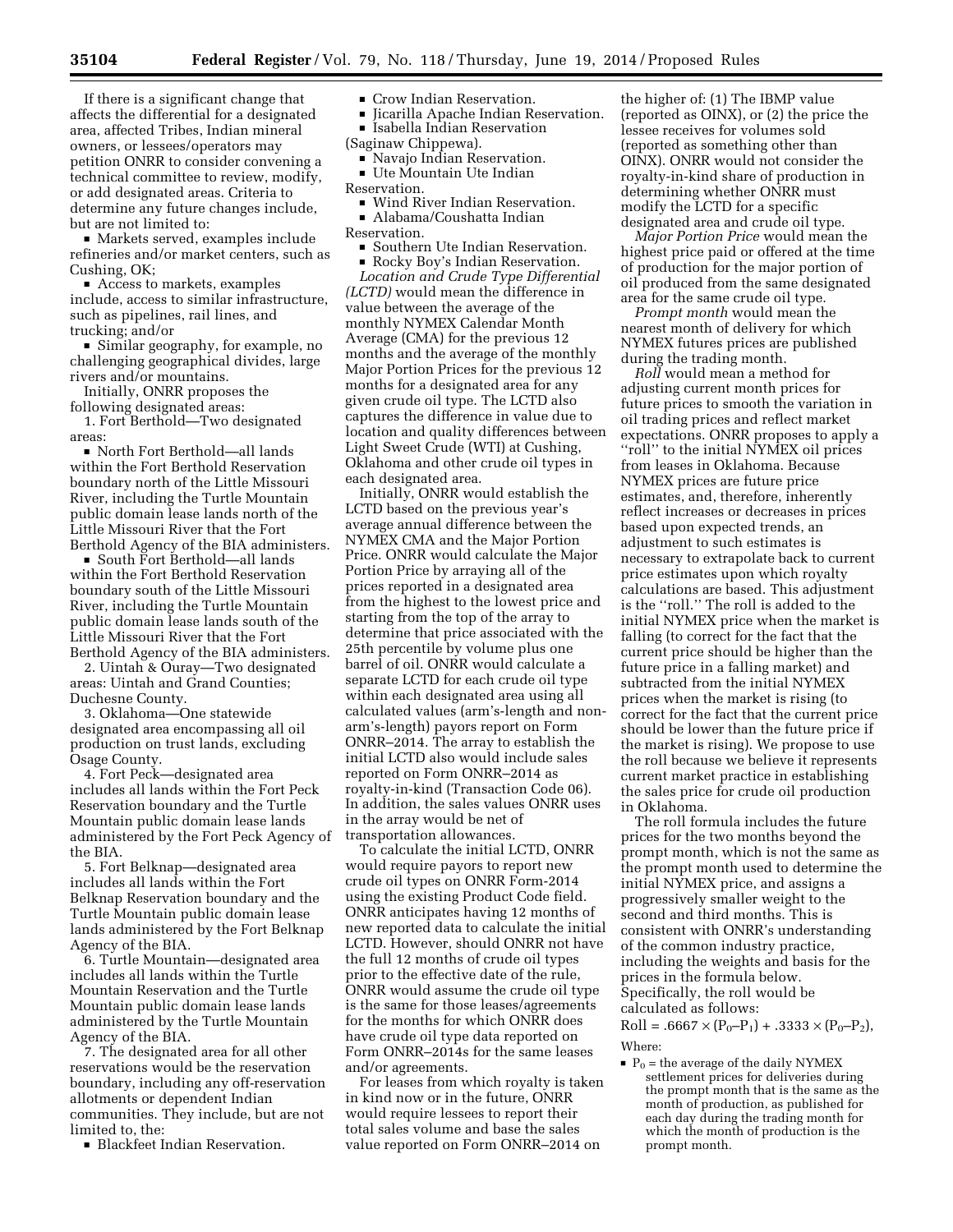If there is a significant change that affects the differential for a designated area, affected Tribes, Indian mineral owners, or lessees/operators may petition ONRR to consider convening a technical committee to review, modify, or add designated areas. Criteria to determine any future changes include, but are not limited to:

- Markets served, examples include refineries and/or market centers, such as Cushing, OK;
- Access to markets, examples include, access to similar infrastructure, such as pipelines, rail lines, and trucking; and/or
- Similar geography, for example, no challenging geographical divides, large rivers and/or mountains.

Initially, ONRR proposes the following designated areas:

1. Fort Berthold—Two designated areas:
   - North Fort Berthold—all lands within the Fort Berthold Reservation boundary north of the Little Missouri River, including the Turtle Mountain public domain lease lands north of the Little Missouri River that the Fort Berthold Agency of the BIA administers.
   - South Fort Berthold—all lands within the Fort Berthold Reservation boundary south of the Little Missouri River, including the Turtle Mountain public domain lease lands south of the Little Missouri River that the Fort Berthold Agency of the BIA administers.
2. Uintah & Ouray—Two designated areas: Uintah and Grand Counties; Duchesne County.
3. Oklahoma—One statewide designated area encompassing all oil production on trust lands, excluding Osage County.
4. Fort Peck—designated area includes all lands within the Fort Peck Reservation boundary and the Turtle Mountain public domain lease lands administered by the Fort Peck Agency of the BIA.
5. Fort Belknap—designated area includes all lands within the Fort Belknap Reservation boundary and the Turtle Mountain public domain lease lands administered by the Fort Belknap Agency of the BIA.
6. Turtle Mountain—designated area includes all lands within the Turtle Mountain Reservation and the Turtle Mountain public domain lease lands administered by the Turtle Mountain Agency of the BIA.
7. The designated area for all other reservations would be the reservation boundary, including any off-reservation allotments or dependent Indian communities. They include, but are not limited to, the:
   - Blackfeet Indian Reservation.
   - Crow Indian Reservation.
   - Jicarilla Apache Indian Reservation.
   - Isabella Indian Reservation (Saginaw Chippewa).
   - Navajo Indian Reservation.
   - Ute Mountain Ute Indian Reservation.
   - Wind River Indian Reservation.
   - Alabama/Coushatta Indian Reservation.
   - Southern Ute Indian Reservation.
   - Rocky Boy's Indian Reservation.

*Location and Crude Type Differential (LCTD)* would mean the difference in value between the average of the monthly NYMEX Calendar Month Average (CMA) for the previous 12 months and the average of the monthly Major Portion Prices for the previous 12 months for a designated area for any given crude oil type. The LCTD also captures the difference in value due to location and quality differences between Light Sweet Crude (WTI) at Cushing, Oklahoma and other crude oil types in each designated area.

Initially, ONRR would establish the LCTD based on the previous year's average annual difference between the NYMEX CMA and the Major Portion Price. ONRR would calculate the Major Portion Price by arraying all of the prices reported in a designated area from the highest to the lowest price and starting from the top of the array to determine that price associated with the 25th percentile by volume plus one barrel of oil. ONRR would calculate a separate LCTD for each crude oil type within each designated area using all calculated values (arm's-length and non-arm's-length) payors report on Form ONRR–2014. The array to establish the initial LCTD also would include sales reported on Form ONRR–2014 as royalty-in-kind (Transaction Code 06). In addition, the sales values ONRR uses in the array would be net of transportation allowances.

To calculate the initial LCTD, ONRR would require payors to report new crude oil types on ONRR Form-2014 using the existing Product Code field. ONRR anticipates having 12 months of new reported data to calculate the initial LCTD. However, should ONRR not have the full 12 months of crude oil types prior to the effective date of the rule, ONRR would assume the crude oil type is the same for those leases/agreements for the months for which ONRR does have crude oil type data reported on Form ONRR–2014s for the same leases and/or agreements.

For leases from which royalty is taken in kind now or in the future, ONRR would require lessees to report their total sales volume and base the sales value reported on Form ONRR–2014 on the higher of: (1) The IBMP value (reported as OINX), or (2) the price the lessee receives for volumes sold (reported as something other than OINX). ONRR would not consider the royalty-in-kind share of production in determining whether ONRR must modify the LCTD for a specific designated area and crude oil type.

*Major Portion Price* would mean the highest price paid or offered at the time of production for the major portion of oil produced from the same designated area for the same crude oil type.

*Prompt month* would mean the nearest month of delivery for which NYMEX futures prices are published during the trading month.

*Roll* would mean a method for adjusting current month prices for future prices to smooth the variation in oil trading prices and reflect market expectations. ONRR proposes to apply a "roll" to the initial NYMEX oil prices from leases in Oklahoma. Because NYMEX prices are future price estimates, and, therefore, inherently reflect increases or decreases in prices based upon expected trends, an adjustment to such estimates is necessary to extrapolate back to current price estimates upon which royalty calculations are based. This adjustment is the "roll." The roll is added to the initial NYMEX price when the market is falling (to correct for the fact that the current price should be higher than the future price in a falling market) and subtracted from the initial NYMEX prices when the market is rising (to correct for the fact that the current price should be lower than the future price if the market is rising). We propose to use the roll because we believe it represents current market practice in establishing the sales price for crude oil production in Oklahoma.

The roll formula includes the future prices for the two months beyond the prompt month, which is not the same as the prompt month used to determine the initial NYMEX price, and assigns a progressively smaller weight to the second and third months. This is consistent with ONRR's understanding of the common industry practice, including the weights and basis for the prices in the formula below. Specifically, the roll would be calculated as follows:

$$\text{Roll} = .6667 \times (P_0 - P_1) + .3333 \times (P_0 - P_2),$$

Where:

- $P_0$ = the average of the daily NYMEX settlement prices for deliveries during the prompt month that is the same as the month of production, as published for each day during the trading month for which the month of production is the prompt month.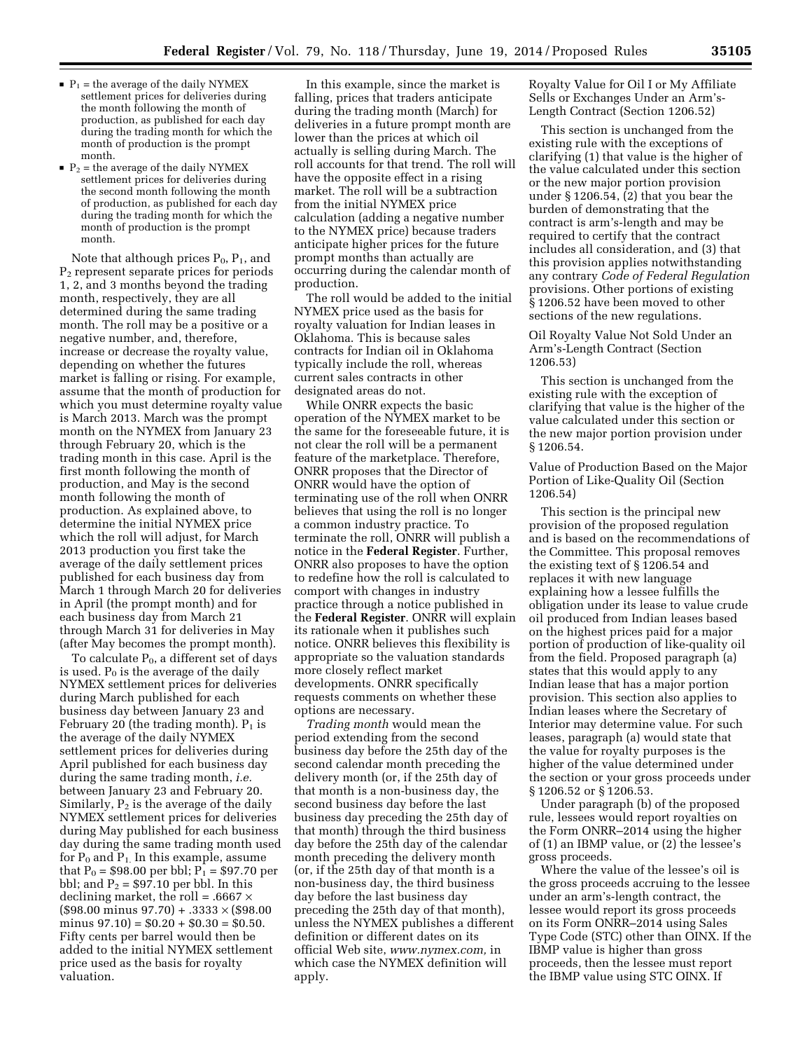- $P_1$ = the average of the daily NYMEX settlement prices for deliveries during the month following the month of production, as published for each day during the trading month for which the month of production is the prompt month.
- $P_2$ = the average of the daily NYMEX settlement prices for deliveries during the second month following the month of production, as published for each day during the trading month for which the month of production is the prompt month.

Note that although prices $P_0$, $P_1$, and $P_2$ represent separate prices for periods 1, 2, and 3 months beyond the trading month, respectively, they are all determined during the same trading month. The roll may be a positive or a negative number, and, therefore, increase or decrease the royalty value, depending on whether the futures market is falling or rising. For example, assume that the month of production for which you must determine royalty value is March 2013. March was the prompt month on the NYMEX from January 23 through February 20, which is the trading month in this case. April is the first month following the month of production, and May is the second month following the month of production. As explained above, to determine the initial NYMEX price which the roll will adjust, for March 2013 production you first take the average of the daily settlement prices published for each business day from March 1 through March 20 for deliveries in April (the prompt month) and for each business day from March 21 through March 31 for deliveries in May (after May becomes the prompt month).

To calculate $P_0$, a different set of days is used. $P_0$ is the average of the daily NYMEX settlement prices for deliveries during March published for each business day between January 23 and February 20 (the trading month). $P_1$ is the average of the daily NYMEX settlement prices for deliveries during April published for each business day during the same trading month, *i.e.* between January 23 and February 20. Similarly, $P_2$ is the average of the daily NYMEX settlement prices for deliveries during May published for each business day during the same trading month used for $P_0$ and $P_1$. In this example, assume that $P_0$ = $98.00 per bbl; $P_1$ = $97.70 per bbl; and $P_2$ = $97.10 per bbl. In this declining market, the roll = .6667 × ($98.00 minus 97.70) + .3333 × ($98.00 minus 97.10) = $0.20 + $0.30 = $0.50. Fifty cents per barrel would then be added to the initial NYMEX settlement price used as the basis for royalty valuation.

In this example, since the market is falling, prices that traders anticipate during the trading month (March) for deliveries in a future prompt month are lower than the prices at which oil actually is selling during March. The roll accounts for that trend. The roll will have the opposite effect in a rising market. The roll will be a subtraction from the initial NYMEX price calculation (adding a negative number to the NYMEX price) because traders anticipate higher prices for the future prompt months than actually are occurring during the calendar month of production.

The roll would be added to the initial NYMEX price used as the basis for royalty valuation for Indian leases in Oklahoma. This is because sales contracts for Indian oil in Oklahoma typically include the roll, whereas current sales contracts in other designated areas do not.

While ONRR expects the basic operation of the NYMEX market to be the same for the foreseeable future, it is not clear the roll will be a permanent feature of the marketplace. Therefore, ONRR proposes that the Director of ONRR would have the option of terminating use of the roll when ONRR believes that using the roll is no longer a common industry practice. To terminate the roll, ONRR will publish a notice in the **Federal Register**. Further, ONRR also proposes to have the option to redefine how the roll is calculated to comport with changes in industry practice through a notice published in the **Federal Register**. ONRR will explain its rationale when it publishes such notice. ONRR believes this flexibility is appropriate so the valuation standards more closely reflect market developments. ONRR specifically requests comments on whether these options are necessary.

*Trading month* would mean the period extending from the second business day before the 25th day of the second calendar month preceding the delivery month (or, if the 25th day of that month is a non-business day, the second business day before the last business day preceding the 25th day of that month) through the third business day before the 25th day of the calendar month preceding the delivery month (or, if the 25th day of that month is a non-business day, the third business day before the last business day preceding the 25th day of that month), unless the NYMEX publishes a different definition or different dates on its official Web site, *www.nymex.com,* in which case the NYMEX definition will apply.

Royalty Value for Oil I or My Affiliate Sells or Exchanges Under an Arm's-Length Contract (Section 1206.52)

This section is unchanged from the existing rule with the exceptions of clarifying (1) that value is the higher of the value calculated under this section or the new major portion provision under § 1206.54, (2) that you bear the burden of demonstrating that the contract is arm's-length and may be required to certify that the contract includes all consideration, and (3) that this provision applies notwithstanding any contrary *Code of Federal Regulation* provisions. Other portions of existing § 1206.52 have been moved to other sections of the new regulations.

Oil Royalty Value Not Sold Under an Arm's-Length Contract (Section 1206.53)

This section is unchanged from the existing rule with the exception of clarifying that value is the higher of the value calculated under this section or the new major portion provision under § 1206.54.

Value of Production Based on the Major Portion of Like-Quality Oil (Section 1206.54)

This section is the principal new provision of the proposed regulation and is based on the recommendations of the Committee. This proposal removes the existing text of § 1206.54 and replaces it with new language explaining how a lessee fulfills the obligation under its lease to value crude oil produced from Indian leases based on the highest prices paid for a major portion of production of like-quality oil from the field. Proposed paragraph (a) states that this would apply to any Indian lease that has a major portion provision. This section also applies to Indian leases where the Secretary of Interior may determine value. For such leases, paragraph (a) would state that the value for royalty purposes is the higher of the value determined under the section or your gross proceeds under § 1206.52 or § 1206.53.

Under paragraph (b) of the proposed rule, lessees would report royalties on the Form ONRR–2014 using the higher of (1) an IBMP value, or (2) the lessee's gross proceeds.

Where the value of the lessee's oil is the gross proceeds accruing to the lessee under an arm's-length contract, the lessee would report its gross proceeds on its Form ONRR–2014 using Sales Type Code (STC) other than OINX. If the IBMP value is higher than gross proceeds, then the lessee must report the IBMP value using STC OINX. If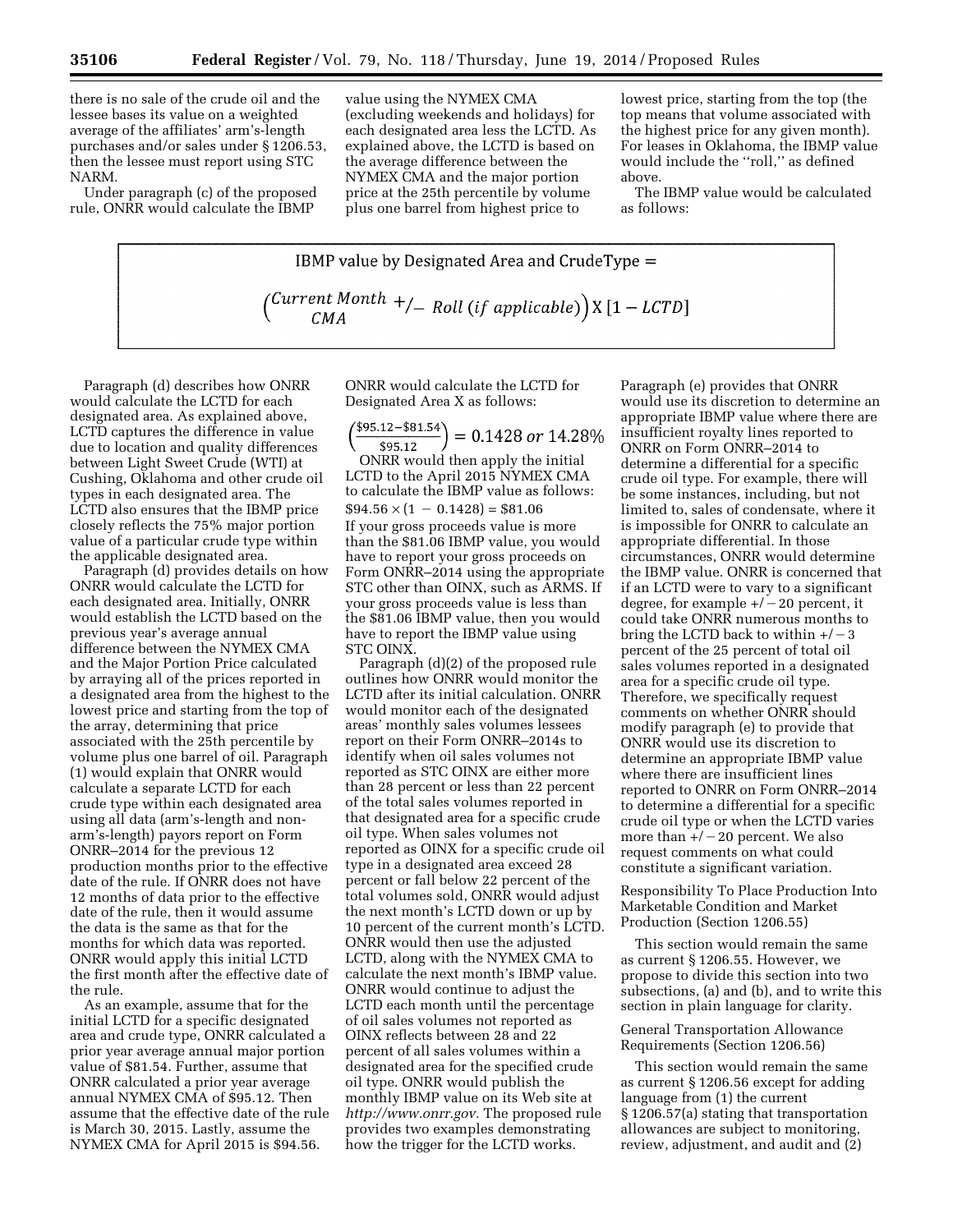there is no sale of the crude oil and the lessee bases its value on a weighted average of the affiliates' arm's-length purchases and/or sales under § 1206.53, then the lessee must report using STC NARM.

Under paragraph (c) of the proposed rule, ONRR would calculate the IBMP value using the NYMEX CMA (excluding weekends and holidays) for each designated area less the LCTD. As explained above, the LCTD is based on the average difference between the NYMEX CMA and the major portion price at the 25th percentile by volume plus one barrel from highest price to lowest price, starting from the top (the top means that volume associated with the highest price for any given month). For leases in Oklahoma, the IBMP value would include the ''roll,'' as defined above.

The IBMP value would be calculated as follows:

$$\text{IBMP value by Designated Area and CrudeType} = \left(\begin{matrix}\text{Current Month} \\ \text{CMA}\end{matrix} +/- \text{ Roll (if applicable)}\right) \text{X} \left[1 - LCTD\right]$$

Paragraph (d) describes how ONRR would calculate the LCTD for each designated area. As explained above, LCTD captures the difference in value due to location and quality differences between Light Sweet Crude (WTI) at Cushing, Oklahoma and other crude oil types in each designated area. The LCTD also ensures that the IBMP price closely reflects the 75% major portion value of a particular crude type within the applicable designated area.

Paragraph (d) provides details on how ONRR would calculate the LCTD for each designated area. Initially, ONRR would establish the LCTD based on the previous year's average annual difference between the NYMEX CMA and the Major Portion Price calculated by arraying all of the prices reported in a designated area from the highest to the lowest price and starting from the top of the array, determining that price associated with the 25th percentile by volume plus one barrel of oil. Paragraph (1) would explain that ONRR would calculate a separate LCTD for each crude type within each designated area using all data (arm's-length and non-arm's-length) payors report on Form ONRR–2014 for the previous 12 production months prior to the effective date of the rule. If ONRR does not have 12 months of data prior to the effective date of the rule, then it would assume the data is the same as that for the months for which data was reported. ONRR would apply this initial LCTD the first month after the effective date of the rule.

As an example, assume that for the initial LCTD for a specific designated area and crude type, ONRR calculated a prior year average annual major portion value of $81.54. Further, assume that ONRR calculated a prior year average annual NYMEX CMA of $95.12. Then assume that the effective date of the rule is March 30, 2015. Lastly, assume the NYMEX CMA for April 2015 is $94.56. ONRR would calculate the LCTD for Designated Area X as follows:

$$\left(\frac{\$95.12-\$81.54}{\$95.12}\right) = 0.1428 \text{ or } 14.28\%$$

ONRR would then apply the initial LCTD to the April 2015 NYMEX CMA to calculate the IBMP value as follows:

$\$94.56 \times (1 - 0.1428) = \$81.06$

If your gross proceeds value is more than the $81.06 IBMP value, you would have to report your gross proceeds on Form ONRR–2014 using the appropriate STC other than OINX, such as ARMS. If your gross proceeds value is less than the $81.06 IBMP value, then you would have to report the IBMP value using STC OINX.

Paragraph (d)(2) of the proposed rule outlines how ONRR would monitor the LCTD after its initial calculation. ONRR would monitor each of the designated areas' monthly sales volumes lessees report on their Form ONRR–2014s to identify when oil sales volumes not reported as STC OINX are either more than 28 percent or less than 22 percent of the total sales volumes reported in that designated area for a specific crude oil type. When sales volumes not reported as OINX for a specific crude oil type in a designated area exceed 28 percent or fall below 22 percent of the total volumes sold, ONRR would adjust the next month's LCTD down or up by 10 percent of the current month's LCTD. ONRR would then use the adjusted LCTD, along with the NYMEX CMA to calculate the next month's IBMP value. ONRR would continue to adjust the LCTD each month until the percentage of oil sales volumes not reported as OINX reflects between 28 and 22 percent of all sales volumes within a designated area for the specified crude oil type. ONRR would publish the monthly IBMP value on its Web site at *http://www.onrr.gov.* The proposed rule provides two examples demonstrating how the trigger for the LCTD works.

Paragraph (e) provides that ONRR would use its discretion to determine an appropriate IBMP value where there are insufficient royalty lines reported to ONRR on Form ONRR–2014 to determine a differential for a specific crude oil type. For example, there will be some instances, including, but not limited to, sales of condensate, where it is impossible for ONRR to calculate an appropriate differential. In those circumstances, ONRR would determine the IBMP value. ONRR is concerned that if an LCTD were to vary to a significant degree, for example +/−20 percent, it could take ONRR numerous months to bring the LCTD back to within +/−3 percent of the 25 percent of total oil sales volumes reported in a designated area for a specific crude oil type. Therefore, we specifically request comments on whether ONRR should modify paragraph (e) to provide that ONRR would use its discretion to determine an appropriate IBMP value where there are insufficient lines reported to ONRR on Form ONRR–2014 to determine a differential for a specific crude oil type or when the LCTD varies more than +/−20 percent. We also request comments on what could constitute a significant variation.

Responsibility To Place Production Into Marketable Condition and Market Production (Section 1206.55)

This section would remain the same as current § 1206.55. However, we propose to divide this section into two subsections, (a) and (b), and to write this section in plain language for clarity.

General Transportation Allowance Requirements (Section 1206.56)

This section would remain the same as current § 1206.56 except for adding language from (1) the current § 1206.57(a) stating that transportation allowances are subject to monitoring, review, adjustment, and audit and (2)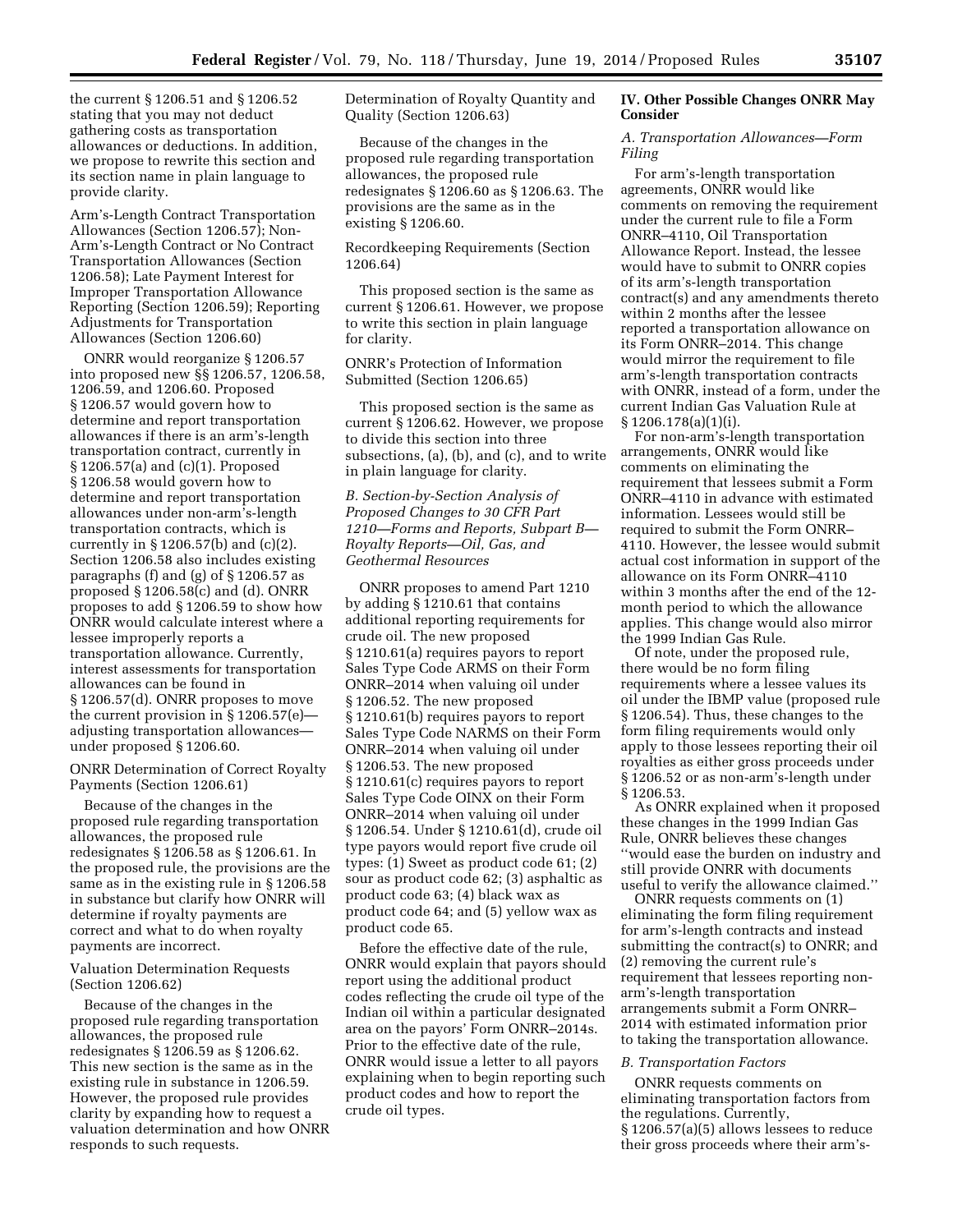the current § 1206.51 and § 1206.52 stating that you may not deduct gathering costs as transportation allowances or deductions. In addition, we propose to rewrite this section and its section name in plain language to provide clarity.

Arm's-Length Contract Transportation Allowances (Section 1206.57); Non-Arm's-Length Contract or No Contract Transportation Allowances (Section 1206.58); Late Payment Interest for Improper Transportation Allowance Reporting (Section 1206.59); Reporting Adjustments for Transportation Allowances (Section 1206.60)

ONRR would reorganize § 1206.57 into proposed new §§ 1206.57, 1206.58, 1206.59, and 1206.60. Proposed § 1206.57 would govern how to determine and report transportation allowances if there is an arm's-length transportation contract, currently in § 1206.57(a) and (c)(1). Proposed § 1206.58 would govern how to determine and report transportation allowances under non-arm's-length transportation contracts, which is currently in § 1206.57(b) and (c)(2). Section 1206.58 also includes existing paragraphs (f) and (g) of § 1206.57 as proposed § 1206.58(c) and (d). ONRR proposes to add § 1206.59 to show how ONRR would calculate interest where a lessee improperly reports a transportation allowance. Currently, interest assessments for transportation allowances can be found in § 1206.57(d). ONRR proposes to move the current provision in § 1206.57(e)—adjusting transportation allowances—under proposed § 1206.60.

ONRR Determination of Correct Royalty Payments (Section 1206.61)

Because of the changes in the proposed rule regarding transportation allowances, the proposed rule redesignates § 1206.58 as § 1206.61. In the proposed rule, the provisions are the same as in the existing rule in § 1206.58 in substance but clarify how ONRR will determine if royalty payments are correct and what to do when royalty payments are incorrect.

Valuation Determination Requests (Section 1206.62)

Because of the changes in the proposed rule regarding transportation allowances, the proposed rule redesignates § 1206.59 as § 1206.62. This new section is the same as in the existing rule in substance in 1206.59. However, the proposed rule provides clarity by expanding how to request a valuation determination and how ONRR responds to such requests.

Determination of Royalty Quantity and Quality (Section 1206.63)

Because of the changes in the proposed rule regarding transportation allowances, the proposed rule redesignates § 1206.60 as § 1206.63. The provisions are the same as in the existing § 1206.60.

Recordkeeping Requirements (Section 1206.64)

This proposed section is the same as current § 1206.61. However, we propose to write this section in plain language for clarity.

ONRR's Protection of Information Submitted (Section 1206.65)

This proposed section is the same as current § 1206.62. However, we propose to divide this section into three subsections, (a), (b), and (c), and to write in plain language for clarity.

### *B. Section-by-Section Analysis of Proposed Changes to 30 CFR Part 1210—Forms and Reports, Subpart B—Royalty Reports—Oil, Gas, and Geothermal Resources*

ONRR proposes to amend Part 1210 by adding § 1210.61 that contains additional reporting requirements for crude oil. The new proposed § 1210.61(a) requires payors to report Sales Type Code ARMS on their Form ONRR–2014 when valuing oil under § 1206.52. The new proposed § 1210.61(b) requires payors to report Sales Type Code NARMS on their Form ONRR–2014 when valuing oil under § 1206.53. The new proposed § 1210.61(c) requires payors to report Sales Type Code OINX on their Form ONRR–2014 when valuing oil under § 1206.54. Under § 1210.61(d), crude oil type payors would report five crude oil types: (1) Sweet as product code 61; (2) sour as product code 62; (3) asphaltic as product code 63; (4) black wax as product code 64; and (5) yellow wax as product code 65.

Before the effective date of the rule, ONRR would explain that payors should report using the additional product codes reflecting the crude oil type of the Indian oil within a particular designated area on the payors' Form ONRR–2014s. Prior to the effective date of the rule, ONRR would issue a letter to all payors explaining when to begin reporting such product codes and how to report the crude oil types.

## IV. Other Possible Changes ONRR May Consider

### *A. Transportation Allowances—Form Filing*

For arm's-length transportation agreements, ONRR would like comments on removing the requirement under the current rule to file a Form ONRR–4110, Oil Transportation Allowance Report. Instead, the lessee would have to submit to ONRR copies of its arm's-length transportation contract(s) and any amendments thereto within 2 months after the lessee reported a transportation allowance on its Form ONRR–2014. This change would mirror the requirement to file arm's-length transportation contracts with ONRR, instead of a form, under the current Indian Gas Valuation Rule at § 1206.178(a)(1)(i).

For non-arm's-length transportation arrangements, ONRR would like comments on eliminating the requirement that lessees submit a Form ONRR–4110 in advance with estimated information. Lessees would still be required to submit the Form ONRR–4110. However, the lessee would submit actual cost information in support of the allowance on its Form ONRR–4110 within 3 months after the end of the 12-month period to which the allowance applies. This change would also mirror the 1999 Indian Gas Rule.

Of note, under the proposed rule, there would be no form filing requirements where a lessee values its oil under the IBMP value (proposed rule § 1206.54). Thus, these changes to the form filing requirements would only apply to those lessees reporting their oil royalties as either gross proceeds under § 1206.52 or as non-arm's-length under § 1206.53.

As ONRR explained when it proposed these changes in the 1999 Indian Gas Rule, ONRR believes these changes "would ease the burden on industry and still provide ONRR with documents useful to verify the allowance claimed."

ONRR requests comments on (1) eliminating the form filing requirement for arm's-length contracts and instead submitting the contract(s) to ONRR; and (2) removing the current rule's requirement that lessees reporting non-arm's-length transportation arrangements submit a Form ONRR–2014 with estimated information prior to taking the transportation allowance.

### *B. Transportation Factors*

ONRR requests comments on eliminating transportation factors from the regulations. Currently, § 1206.57(a)(5) allows lessees to reduce their gross proceeds where their arm's-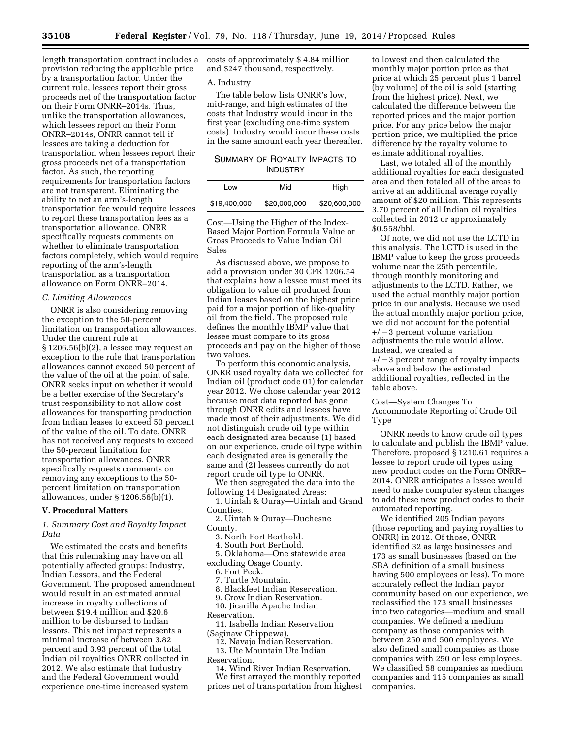length transportation contract includes a provision reducing the applicable price by a transportation factor. Under the current rule, lessees report their gross proceeds net of the transportation factor on their Form ONRR–2014s. Thus, unlike the transportation allowances, which lessees report on their Form ONRR–2014s, ONRR cannot tell if lessees are taking a deduction for transportation when lessees report their gross proceeds net of a transportation factor. As such, the reporting requirements for transportation factors are not transparent. Eliminating the ability to net an arm's-length transportation fee would require lessees to report these transportation fees as a transportation allowance. ONRR specifically requests comments on whether to eliminate transportation factors completely, which would require reporting of the arm's-length transportation as a transportation allowance on Form ONRR–2014.

*C. Limiting Allowances*

ONRR is also considering removing the exception to the 50-percent limitation on transportation allowances. Under the current rule at § 1206.56(b)(2), a lessee may request an exception to the rule that transportation allowances cannot exceed 50 percent of the value of the oil at the point of sale. ONRR seeks input on whether it would be a better exercise of the Secretary's trust responsibility to not allow cost allowances for transporting production from Indian leases to exceed 50 percent of the value of the oil. To date, ONRR has not received any requests to exceed the 50-percent limitation for transportation allowances. ONRR specifically requests comments on removing any exceptions to the 50-percent limitation on transportation allowances, under § 1206.56(b)(1).

## V. Procedural Matters

*1. Summary Cost and Royalty Impact Data*

We estimated the costs and benefits that this rulemaking may have on all potentially affected groups: Industry, Indian Lessors, and the Federal Government. The proposed amendment would result in an estimated annual increase in royalty collections of between $19.4 million and $20.6 million to be disbursed to Indian lessors. This net impact represents a minimal increase of between 3.82 percent and 3.93 percent of the total Indian oil royalties ONRR collected in 2012. We also estimate that Industry and the Federal Government would experience one-time increased system costs of approximately $ 4.84 million and $247 thousand, respectively.

A. Industry

The table below lists ONRR's low, mid-range, and high estimates of the costs that Industry would incur in the first year (excluding one-time system costs). Industry would incur these costs in the same amount each year thereafter.

SUMMARY OF ROYALTY IMPACTS TO INDUSTRY

| Low | Mid | High |
|---|---|---|
| $19,400,000 | $20,000,000 | $20,600,000 |

Cost—Using the Higher of the Index-Based Major Portion Formula Value or Gross Proceeds to Value Indian Oil Sales

As discussed above, we propose to add a provision under 30 CFR 1206.54 that explains how a lessee must meet its obligation to value oil produced from Indian leases based on the highest price paid for a major portion of like-quality oil from the field. The proposed rule defines the monthly IBMP value that lessee must compare to its gross proceeds and pay on the higher of those two values.

To perform this economic analysis, ONRR used royalty data we collected for Indian oil (product code 01) for calendar year 2012. We chose calendar year 2012 because most data reported has gone through ONRR edits and lessees have made most of their adjustments. We did not distinguish crude oil type within each designated area because (1) based on our experience, crude oil type within each designated area is generally the same and (2) lessees currently do not report crude oil type to ONRR.

We then segregated the data into the following 14 Designated Areas:

1. Uintah & Ouray—Uintah and Grand Counties.
2. Uintah & Ouray—Duchesne County.
3. North Fort Berthold.
4. South Fort Berthold.
5. Oklahoma—One statewide area excluding Osage County.
6. Fort Peck.
7. Turtle Mountain.
8. Blackfeet Indian Reservation.
9. Crow Indian Reservation.
10. Jicarilla Apache Indian Reservation.
11. Isabella Indian Reservation (Saginaw Chippewa).
12. Navajo Indian Reservation.
13. Ute Mountain Ute Indian Reservation.
14. Wind River Indian Reservation.

We first arrayed the monthly reported prices net of transportation from highest to lowest and then calculated the monthly major portion price as that price at which 25 percent plus 1 barrel (by volume) of the oil is sold (starting from the highest price). Next, we calculated the difference between the reported prices and the major portion price. For any price below the major portion price, we multiplied the price difference by the royalty volume to estimate additional royalties.

Last, we totaled all of the monthly additional royalties for each designated area and then totaled all of the areas to arrive at an additional average royalty amount of $20 million. This represents 3.70 percent of all Indian oil royalties collected in 2012 or approximately $0.558/bbl.

Of note, we did not use the LCTD in this analysis. The LCTD is used in the IBMP value to keep the gross proceeds volume near the 25th percentile, through monthly monitoring and adjustments to the LCTD. Rather, we used the actual monthly major portion price in our analysis. Because we used the actual monthly major portion price, we did not account for the potential +/−3 percent volume variation adjustments the rule would allow. Instead, we created a +/−3 percent range of royalty impacts above and below the estimated additional royalties, reflected in the table above.

Cost—System Changes To Accommodate Reporting of Crude Oil Type

ONRR needs to know crude oil types to calculate and publish the IBMP value. Therefore, proposed § 1210.61 requires a lessee to report crude oil types using new product codes on the Form ONRR–2014. ONRR anticipates a lessee would need to make computer system changes to add these new product codes to their automated reporting.

We identified 205 Indian payors (those reporting and paying royalties to ONRR) in 2012. Of those, ONRR identified 32 as large businesses and 173 as small businesses (based on the SBA definition of a small business having 500 employees or less). To more accurately reflect the Indian payor community based on our experience, we reclassified the 173 small businesses into two categories—medium and small companies. We defined a medium company as those companies with between 250 and 500 employees. We also defined small companies as those companies with 250 or less employees. We classified 58 companies as medium companies and 115 companies as small companies.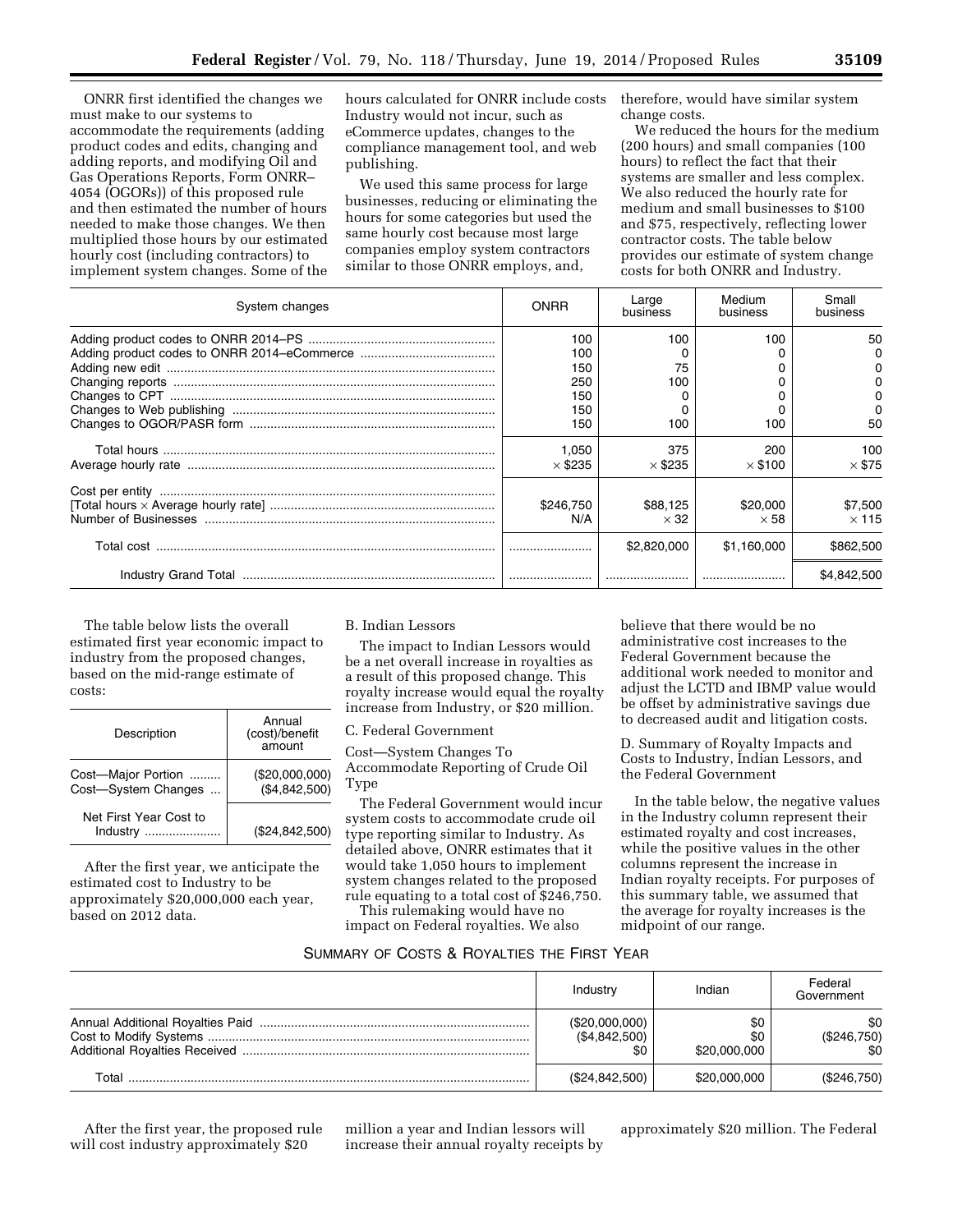ONRR first identified the changes we must make to our systems to accommodate the requirements (adding product codes and edits, changing and adding reports, and modifying Oil and Gas Operations Reports, Form ONRR–4054 (OGORs)) of this proposed rule and then estimated the number of hours needed to make those changes. We then multiplied those hours by our estimated hourly cost (including contractors) to implement system changes. Some of the hours calculated for ONRR include costs Industry would not incur, such as eCommerce updates, changes to the compliance management tool, and web publishing.

We used this same process for large businesses, reducing or eliminating the hours for some categories but used the same hourly cost because most large companies employ system contractors similar to those ONRR employs, and, therefore, would have similar system change costs.

We reduced the hours for the medium (200 hours) and small companies (100 hours) to reflect the fact that their systems are smaller and less complex. We also reduced the hourly rate for medium and small businesses to $100 and $75, respectively, reflecting lower contractor costs. The table below provides our estimate of system change costs for both ONRR and Industry.

| System changes | ONRR | Large business | Medium business | Small business |
|---|---|---|---|---|
| Adding product codes to ONRR 2014–PS | 100 | 100 | 100 | 50 |
| Adding product codes to ONRR 2014–eCommerce | 100 | 0 | 0 | 0 |
| Adding new edit | 150 | 75 | 0 | 0 |
| Changing reports | 250 | 100 | 0 | 0 |
| Changes to CPT | 150 | 0 | 0 | 0 |
| Changes to Web publishing | 150 | 0 | 0 | 0 |
| Changes to OGOR/PASR form | 150 | 100 | 100 | 50 |
| Total hours | 1,050 | 375 | 200 | 100 |
| Average hourly rate | × $235 | × $235 | × $100 | × $75 |
| Cost per entity [Total hours × Average hourly rate] | $246,750 | $88,125 | $20,000 | $7,500 |
| Number of Businesses | N/A | × 32 | × 58 | × 115 |
| Total cost | | $2,820,000 | $1,160,000 | $862,500 |
| Industry Grand Total | | | | $4,842,500 |

The table below lists the overall estimated first year economic impact to industry from the proposed changes, based on the mid-range estimate of costs:

| Description | Annual (cost)/benefit amount |
|---|---|
| Cost—Major Portion | ($20,000,000) |
| Cost—System Changes | ($4,842,500) |
| Net First Year Cost to Industry | ($24,842,500) |

After the first year, we anticipate the estimated cost to Industry to be approximately $20,000,000 each year, based on 2012 data.

B. Indian Lessors

The impact to Indian Lessors would be a net overall increase in royalties as a result of this proposed change. This royalty increase would equal the royalty increase from Industry, or $20 million.

C. Federal Government

Cost—System Changes To Accommodate Reporting of Crude Oil Type

The Federal Government would incur system costs to accommodate crude oil type reporting similar to Industry. As detailed above, ONRR estimates that it would take 1,050 hours to implement system changes related to the proposed rule equating to a total cost of $246,750.

This rulemaking would have no impact on Federal royalties. We also believe that there would be no administrative cost increases to the Federal Government because the additional work needed to monitor and adjust the LCTD and IBMP value would be offset by administrative savings due to decreased audit and litigation costs.

D. Summary of Royalty Impacts and Costs to Industry, Indian Lessors, and the Federal Government

In the table below, the negative values in the Industry column represent their estimated royalty and cost increases, while the positive values in the other columns represent the increase in Indian royalty receipts. For purposes of this summary table, we assumed that the average for royalty increases is the midpoint of our range.

SUMMARY OF COSTS & ROYALTIES THE FIRST YEAR

| | Industry | Indian | Federal Government |
|---|---|---|---|
| Annual Additional Royalties Paid | ($20,000,000) | $0 | $0 |
| Cost to Modify Systems | ($4,842,500) | $0 | ($246,750) |
| Additional Royalties Received | $0 | $20,000,000 | $0 |
| Total | ($24,842,500) | $20,000,000 | ($246,750) |

After the first year, the proposed rule will cost industry approximately $20 million a year and Indian lessors will increase their annual royalty receipts by approximately $20 million. The Federal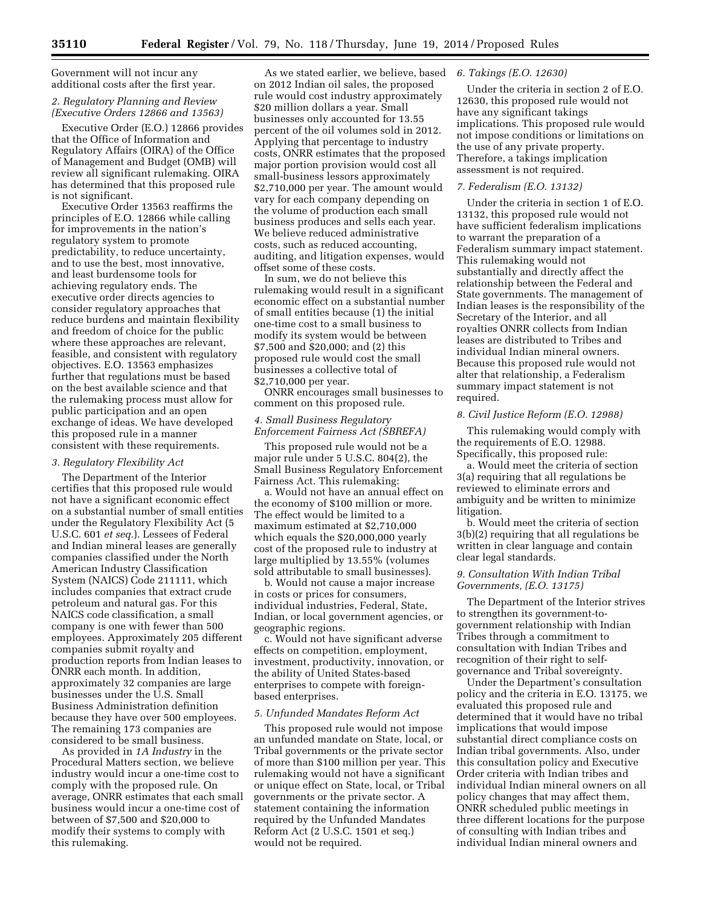Government will not incur any additional costs after the first year.

*2. Regulatory Planning and Review (Executive Orders 12866 and 13563)*

Executive Order (E.O.) 12866 provides that the Office of Information and Regulatory Affairs (OIRA) of the Office of Management and Budget (OMB) will review all significant rulemaking. OIRA has determined that this proposed rule is not significant.

Executive Order 13563 reaffirms the principles of E.O. 12866 while calling for improvements in the nation's regulatory system to promote predictability, to reduce uncertainty, and to use the best, most innovative, and least burdensome tools for achieving regulatory ends. The executive order directs agencies to consider regulatory approaches that reduce burdens and maintain flexibility and freedom of choice for the public where these approaches are relevant, feasible, and consistent with regulatory objectives. E.O. 13563 emphasizes further that regulations must be based on the best available science and that the rulemaking process must allow for public participation and an open exchange of ideas. We have developed this proposed rule in a manner consistent with these requirements.

*3. Regulatory Flexibility Act*

The Department of the Interior certifies that this proposed rule would not have a significant economic effect on a substantial number of small entities under the Regulatory Flexibility Act (5 U.S.C. 601 *et seq.*). Lessees of Federal and Indian mineral leases are generally companies classified under the North American Industry Classification System (NAICS) Code 211111, which includes companies that extract crude petroleum and natural gas. For this NAICS code classification, a small company is one with fewer than 500 employees. Approximately 205 different companies submit royalty and production reports from Indian leases to ONRR each month. In addition, approximately 32 companies are large businesses under the U.S. Small Business Administration definition because they have over 500 employees. The remaining 173 companies are considered to be small business.

As provided in *1A Industry* in the Procedural Matters section, we believe industry would incur a one-time cost to comply with the proposed rule. On average, ONRR estimates that each small business would incur a one-time cost of between of $7,500 and $20,000 to modify their systems to comply with this rulemaking.

As we stated earlier, we believe, based on 2012 Indian oil sales, the proposed rule would cost industry approximately $20 million dollars a year. Small businesses only accounted for 13.55 percent of the oil volumes sold in 2012. Applying that percentage to industry costs, ONRR estimates that the proposed major portion provision would cost all small-business lessors approximately $2,710,000 per year. The amount would vary for each company depending on the volume of production each small business produces and sells each year. We believe reduced administrative costs, such as reduced accounting, auditing, and litigation expenses, would offset some of these costs.

In sum, we do not believe this rulemaking would result in a significant economic effect on a substantial number of small entities because (1) the initial one-time cost to a small business to modify its system would be between $7,500 and $20,000; and (2) this proposed rule would cost the small businesses a collective total of $2,710,000 per year.

ONRR encourages small businesses to comment on this proposed rule.

*4. Small Business Regulatory Enforcement Fairness Act (SBREFA)*

This proposed rule would not be a major rule under 5 U.S.C. 804(2), the Small Business Regulatory Enforcement Fairness Act. This rulemaking:

a. Would not have an annual effect on the economy of $100 million or more. The effect would be limited to a maximum estimated at $2,710,000 which equals the $20,000,000 yearly cost of the proposed rule to industry at large multiplied by 13.55% (volumes sold attributable to small businesses).

b. Would not cause a major increase in costs or prices for consumers, individual industries, Federal, State, Indian, or local government agencies, or geographic regions.

c. Would not have significant adverse effects on competition, employment, investment, productivity, innovation, or the ability of United States-based enterprises to compete with foreign-based enterprises.

*5. Unfunded Mandates Reform Act*

This proposed rule would not impose an unfunded mandate on State, local, or Tribal governments or the private sector of more than $100 million per year. This rulemaking would not have a significant or unique effect on State, local, or Tribal governments or the private sector. A statement containing the information required by the Unfunded Mandates Reform Act (2 U.S.C. 1501 et seq.) would not be required.

*6. Takings (E.O. 12630)*

Under the criteria in section 2 of E.O. 12630, this proposed rule would not have any significant takings implications. This proposed rule would not impose conditions or limitations on the use of any private property. Therefore, a takings implication assessment is not required.

*7. Federalism (E.O. 13132)*

Under the criteria in section 1 of E.O. 13132, this proposed rule would not have sufficient federalism implications to warrant the preparation of a Federalism summary impact statement. This rulemaking would not substantially and directly affect the relationship between the Federal and State governments. The management of Indian leases is the responsibility of the Secretary of the Interior, and all royalties ONRR collects from Indian leases are distributed to Tribes and individual Indian mineral owners. Because this proposed rule would not alter that relationship, a Federalism summary impact statement is not required.

*8. Civil Justice Reform (E.O. 12988)*

This rulemaking would comply with the requirements of E.O. 12988. Specifically, this proposed rule:

a. Would meet the criteria of section 3(a) requiring that all regulations be reviewed to eliminate errors and ambiguity and be written to minimize litigation.

b. Would meet the criteria of section 3(b)(2) requiring that all regulations be written in clear language and contain clear legal standards.

*9. Consultation With Indian Tribal Governments, (E.O. 13175)*

The Department of the Interior strives to strengthen its government-to-government relationship with Indian Tribes through a commitment to consultation with Indian Tribes and recognition of their right to self-governance and Tribal sovereignty.

Under the Department's consultation policy and the criteria in E.O. 13175, we evaluated this proposed rule and determined that it would have no tribal implications that would impose substantial direct compliance costs on Indian tribal governments. Also, under this consultation policy and Executive Order criteria with Indian tribes and individual Indian mineral owners on all policy changes that may affect them, ONRR scheduled public meetings in three different locations for the purpose of consulting with Indian tribes and individual Indian mineral owners and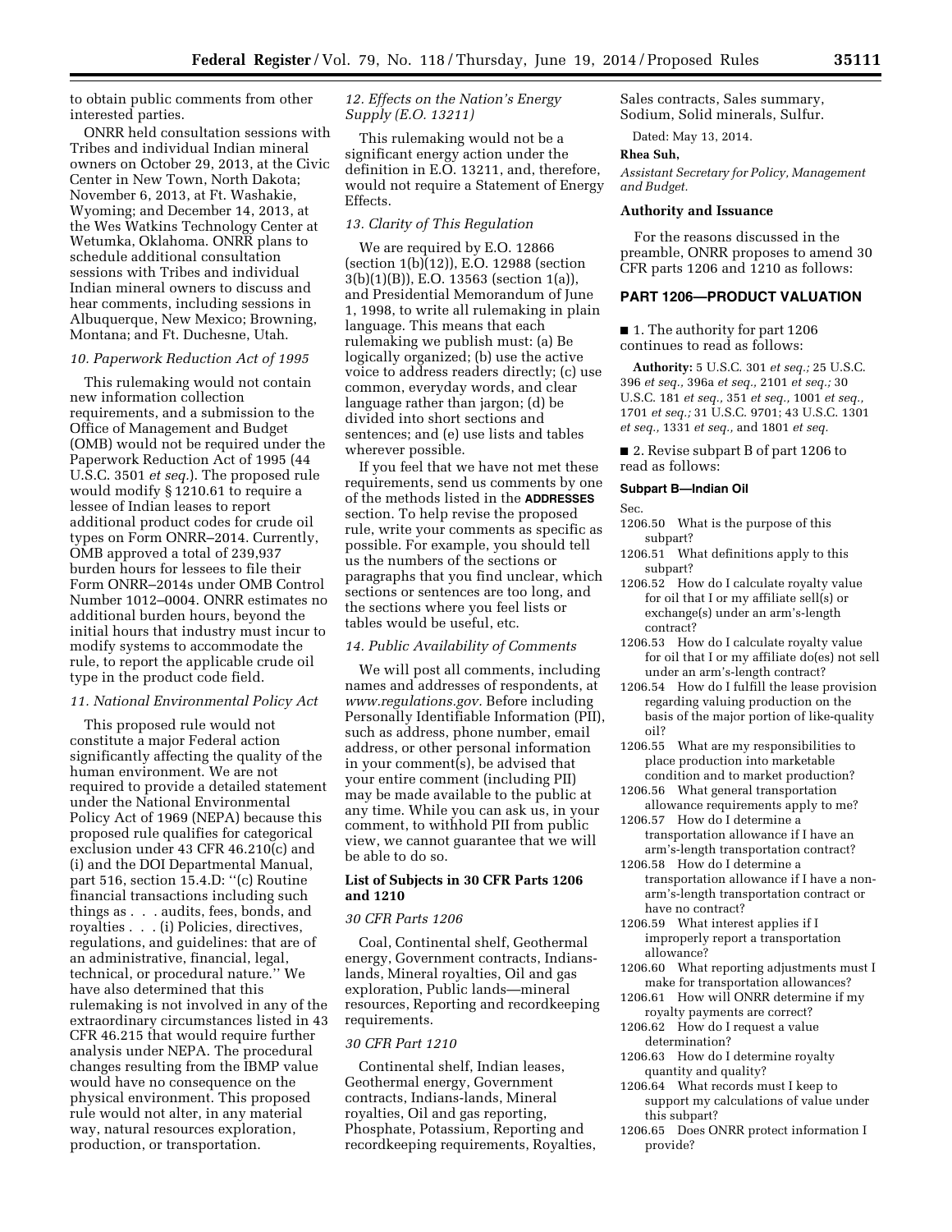to obtain public comments from other interested parties.

ONRR held consultation sessions with Tribes and individual Indian mineral owners on October 29, 2013, at the Civic Center in New Town, North Dakota; November 6, 2013, at Ft. Washakie, Wyoming; and December 14, 2013, at the Wes Watkins Technology Center at Wetumka, Oklahoma. ONRR plans to schedule additional consultation sessions with Tribes and individual Indian mineral owners to discuss and hear comments, including sessions in Albuquerque, New Mexico; Browning, Montana; and Ft. Duchesne, Utah.

*10. Paperwork Reduction Act of 1995*

This rulemaking would not contain new information collection requirements, and a submission to the Office of Management and Budget (OMB) would not be required under the Paperwork Reduction Act of 1995 (44 U.S.C. 3501 *et seq.*). The proposed rule would modify § 1210.61 to require a lessee of Indian leases to report additional product codes for crude oil types on Form ONRR–2014. Currently, OMB approved a total of 239,937 burden hours for lessees to file their Form ONRR–2014s under OMB Control Number 1012–0004. ONRR estimates no additional burden hours, beyond the initial hours that industry must incur to modify systems to accommodate the rule, to report the applicable crude oil type in the product code field.

*11. National Environmental Policy Act*

This proposed rule would not constitute a major Federal action significantly affecting the quality of the human environment. We are not required to provide a detailed statement under the National Environmental Policy Act of 1969 (NEPA) because this proposed rule qualifies for categorical exclusion under 43 CFR 46.210(c) and (i) and the DOI Departmental Manual, part 516, section 15.4.D: ''(c) Routine financial transactions including such things as . . . audits, fees, bonds, and royalties . . . (i) Policies, directives, regulations, and guidelines: that are of an administrative, financial, legal, technical, or procedural nature.'' We have also determined that this rulemaking is not involved in any of the extraordinary circumstances listed in 43 CFR 46.215 that would require further analysis under NEPA. The procedural changes resulting from the IBMP value would have no consequence on the physical environment. This proposed rule would not alter, in any material way, natural resources exploration, production, or transportation.

*12. Effects on the Nation's Energy Supply (E.O. 13211)*

This rulemaking would not be a significant energy action under the definition in E.O. 13211, and, therefore, would not require a Statement of Energy Effects.

*13. Clarity of This Regulation*

We are required by E.O. 12866 (section 1(b)(12)), E.O. 12988 (section 3(b)(1)(B)), E.O. 13563 (section 1(a)), and Presidential Memorandum of June 1, 1998, to write all rulemaking in plain language. This means that each rulemaking we publish must: (a) Be logically organized; (b) use the active voice to address readers directly; (c) use common, everyday words, and clear language rather than jargon; (d) be divided into short sections and sentences; and (e) use lists and tables wherever possible.

If you feel that we have not met these requirements, send us comments by one of the methods listed in the **ADDRESSES** section. To help revise the proposed rule, write your comments as specific as possible. For example, you should tell us the numbers of the sections or paragraphs that you find unclear, which sections or sentences are too long, and the sections where you feel lists or tables would be useful, etc.

*14. Public Availability of Comments*

We will post all comments, including names and addresses of respondents, at *www.regulations.gov.* Before including Personally Identifiable Information (PII), such as address, phone number, email address, or other personal information in your comment(s), be advised that your entire comment (including PII) may be made available to the public at any time. While you can ask us, in your comment, to withhold PII from public view, we cannot guarantee that we will be able to do so.

**List of Subjects in 30 CFR Parts 1206 and 1210**

*30 CFR Parts 1206*

Coal, Continental shelf, Geothermal energy, Government contracts, Indians-lands, Mineral royalties, Oil and gas exploration, Public lands—mineral resources, Reporting and recordkeeping requirements.

*30 CFR Part 1210*

Continental shelf, Indian leases, Geothermal energy, Government contracts, Indians-lands, Mineral royalties, Oil and gas reporting, Phosphate, Potassium, Reporting and recordkeeping requirements, Royalties, Sales contracts, Sales summary, Sodium, Solid minerals, Sulfur.

Dated: May 13, 2014.

**Rhea Suh,**

*Assistant Secretary for Policy, Management and Budget.*

**Authority and Issuance**

For the reasons discussed in the preamble, ONRR proposes to amend 30 CFR parts 1206 and 1210 as follows:

## PART 1206—PRODUCT VALUATION

■ 1. The authority for part 1206 continues to read as follows:

**Authority:** 5 U.S.C. 301 *et seq.;* 25 U.S.C. 396 *et seq.,* 396a *et seq.,* 2101 *et seq.;* 30 U.S.C. 181 *et seq.,* 351 *et seq.,* 1001 *et seq.,* 1701 *et seq.;* 31 U.S.C. 9701; 43 U.S.C. 1301 *et seq.,* 1331 *et seq.,* and 1801 *et seq.*

■ 2. Revise subpart B of part 1206 to read as follows:

### Subpart B—Indian Oil

Sec.

1206.50 What is the purpose of this subpart?

1206.51 What definitions apply to this subpart?

1206.52 How do I calculate royalty value for oil that I or my affiliate sell(s) or exchange(s) under an arm's-length contract?

1206.53 How do I calculate royalty value for oil that I or my affiliate do(es) not sell under an arm's-length contract?

1206.54 How do I fulfill the lease provision regarding valuing production on the basis of the major portion of like-quality oil?

1206.55 What are my responsibilities to place production into marketable condition and to market production?

1206.56 What general transportation allowance requirements apply to me?

1206.57 How do I determine a transportation allowance if I have an arm's-length transportation contract?

1206.58 How do I determine a transportation allowance if I have a non-arm's-length transportation contract or have no contract?

1206.59 What interest applies if I improperly report a transportation allowance?

1206.60 What reporting adjustments must I make for transportation allowances?

1206.61 How will ONRR determine if my royalty payments are correct?

1206.62 How do I request a value determination?

1206.63 How do I determine royalty quantity and quality?

1206.64 What records must I keep to support my calculations of value under this subpart?

1206.65 Does ONRR protect information I provide?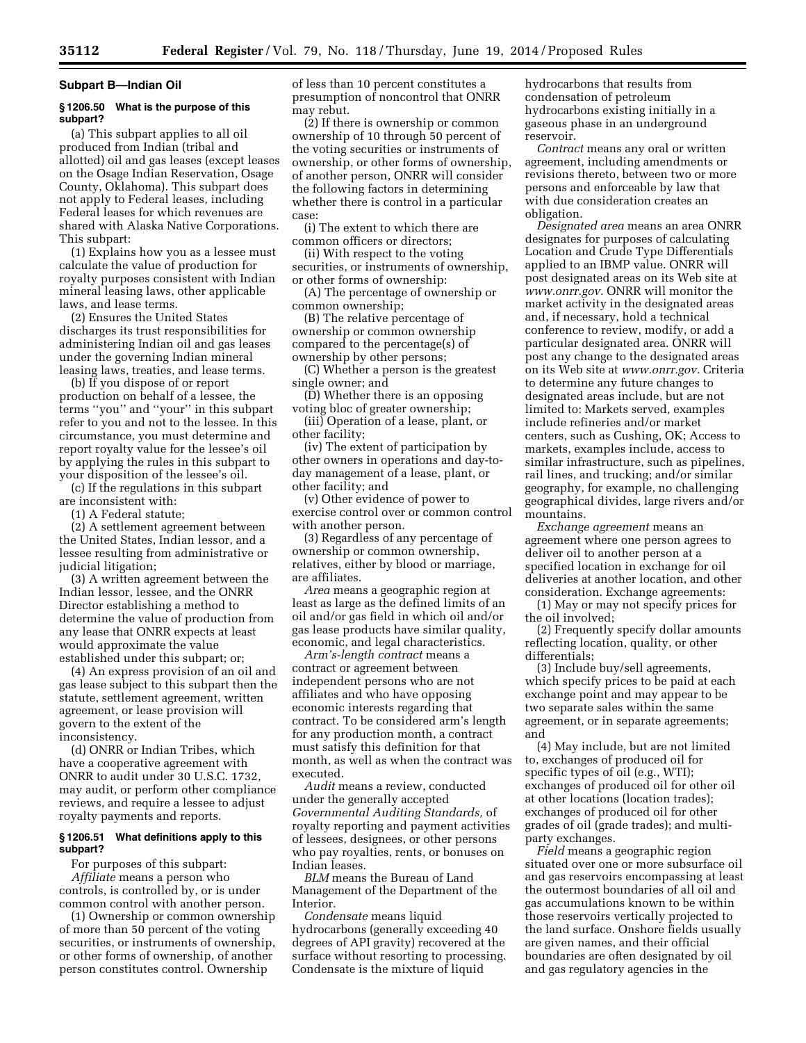## Subpart B—Indian Oil

### § 1206.50 What is the purpose of this subpart?

(a) This subpart applies to all oil produced from Indian (tribal and allotted) oil and gas leases (except leases on the Osage Indian Reservation, Osage County, Oklahoma). This subpart does not apply to Federal leases, including Federal leases for which revenues are shared with Alaska Native Corporations. This subpart:

(1) Explains how you as a lessee must calculate the value of production for royalty purposes consistent with Indian mineral leasing laws, other applicable laws, and lease terms.

(2) Ensures the United States discharges its trust responsibilities for administering Indian oil and gas leases under the governing Indian mineral leasing laws, treaties, and lease terms.

(b) If you dispose of or report production on behalf of a lessee, the terms ''you'' and ''your'' in this subpart refer to you and not to the lessee. In this circumstance, you must determine and report royalty value for the lessee's oil by applying the rules in this subpart to your disposition of the lessee's oil.

(c) If the regulations in this subpart are inconsistent with:

(1) A Federal statute;

(2) A settlement agreement between the United States, Indian lessor, and a lessee resulting from administrative or judicial litigation;

(3) A written agreement between the Indian lessor, lessee, and the ONRR Director establishing a method to determine the value of production from any lease that ONRR expects at least would approximate the value established under this subpart; or;

(4) An express provision of an oil and gas lease subject to this subpart then the statute, settlement agreement, written agreement, or lease provision will govern to the extent of the inconsistency.

(d) ONRR or Indian Tribes, which have a cooperative agreement with ONRR to audit under 30 U.S.C. 1732, may audit, or perform other compliance reviews, and require a lessee to adjust royalty payments and reports.

### § 1206.51 What definitions apply to this subpart?

For purposes of this subpart:

*Affiliate* means a person who controls, is controlled by, or is under common control with another person.

(1) Ownership or common ownership of more than 50 percent of the voting securities, or instruments of ownership, or other forms of ownership, of another person constitutes control. Ownership of less than 10 percent constitutes a presumption of noncontrol that ONRR may rebut.

(2) If there is ownership or common ownership of 10 through 50 percent of the voting securities or instruments of ownership, or other forms of ownership, of another person, ONRR will consider the following factors in determining whether there is control in a particular case:

(i) The extent to which there are common officers or directors;

(ii) With respect to the voting securities, or instruments of ownership, or other forms of ownership:

(A) The percentage of ownership or common ownership;

(B) The relative percentage of ownership or common ownership compared to the percentage(s) of ownership by other persons;

(C) Whether a person is the greatest single owner; and

(D) Whether there is an opposing voting bloc of greater ownership;

(iii) Operation of a lease, plant, or other facility;

(iv) The extent of participation by other owners in operations and day-to-day management of a lease, plant, or other facility; and

(v) Other evidence of power to exercise control over or common control with another person.

(3) Regardless of any percentage of ownership or common ownership, relatives, either by blood or marriage, are affiliates.

*Area* means a geographic region at least as large as the defined limits of an oil and/or gas field in which oil and/or gas lease products have similar quality, economic, and legal characteristics.

*Arm's-length contract* means a contract or agreement between independent persons who are not affiliates and who have opposing economic interests regarding that contract. To be considered arm's length for any production month, a contract must satisfy this definition for that month, as well as when the contract was executed.

*Audit* means a review, conducted under the generally accepted *Governmental Auditing Standards,* of royalty reporting and payment activities of lessees, designees, or other persons who pay royalties, rents, or bonuses on Indian leases.

*BLM* means the Bureau of Land Management of the Department of the Interior.

*Condensate* means liquid hydrocarbons (generally exceeding 40 degrees of API gravity) recovered at the surface without resorting to processing. Condensate is the mixture of liquid hydrocarbons that results from condensation of petroleum hydrocarbons existing initially in a gaseous phase in an underground reservoir.

*Contract* means any oral or written agreement, including amendments or revisions thereto, between two or more persons and enforceable by law that with due consideration creates an obligation.

*Designated area* means an area ONRR designates for purposes of calculating Location and Crude Type Differentials applied to an IBMP value. ONRR will post designated areas on its Web site at *www.onrr.gov.* ONRR will monitor the market activity in the designated areas and, if necessary, hold a technical conference to review, modify, or add a particular designated area. ONRR will post any change to the designated areas on its Web site at *www.onrr.gov.* Criteria to determine any future changes to designated areas include, but are not limited to: Markets served, examples include refineries and/or market centers, such as Cushing, OK; Access to markets, examples include, access to similar infrastructure, such as pipelines, rail lines, and trucking; and/or similar geography, for example, no challenging geographical divides, large rivers and/or mountains.

*Exchange agreement* means an agreement where one person agrees to deliver oil to another person at a specified location in exchange for oil deliveries at another location, and other consideration. Exchange agreements:

(1) May or may not specify prices for the oil involved;

(2) Frequently specify dollar amounts reflecting location, quality, or other differentials;

(3) Include buy/sell agreements, which specify prices to be paid at each exchange point and may appear to be two separate sales within the same agreement, or in separate agreements; and

(4) May include, but are not limited to, exchanges of produced oil for specific types of oil (e.g., WTI); exchanges of produced oil for other oil at other locations (location trades); exchanges of produced oil for other grades of oil (grade trades); and multi-party exchanges.

*Field* means a geographic region situated over one or more subsurface oil and gas reservoirs encompassing at least the outermost boundaries of all oil and gas accumulations known to be within those reservoirs vertically projected to the land surface. Onshore fields usually are given names, and their official boundaries are often designated by oil and gas regulatory agencies in the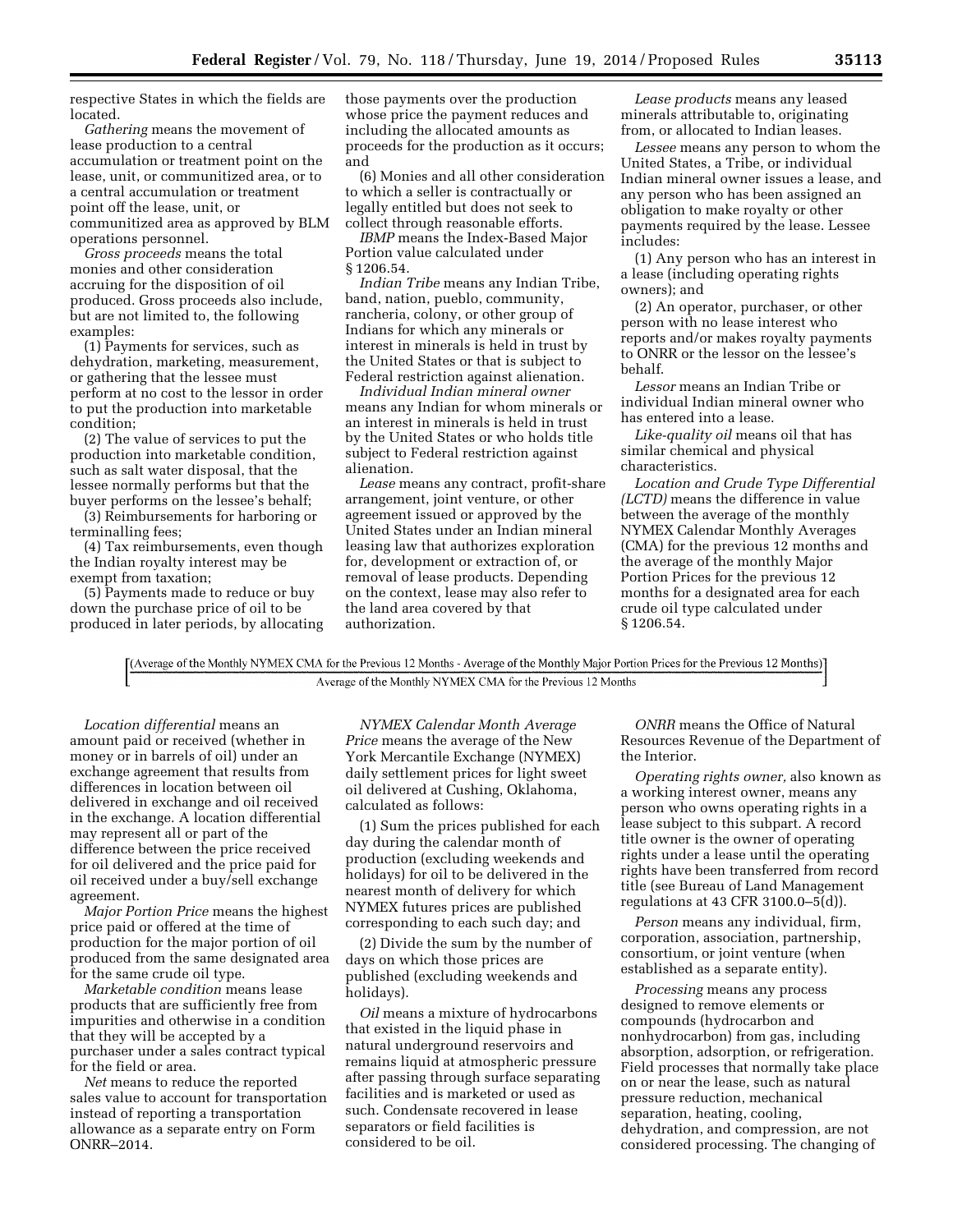respective States in which the fields are located.

*Gathering* means the movement of lease production to a central accumulation or treatment point on the lease, unit, or communitized area, or to a central accumulation or treatment point off the lease, unit, or communitized area as approved by BLM operations personnel.

*Gross proceeds* means the total monies and other consideration accruing for the disposition of oil produced. Gross proceeds also include, but are not limited to, the following examples:

(1) Payments for services, such as dehydration, marketing, measurement, or gathering that the lessee must perform at no cost to the lessor in order to put the production into marketable condition;

(2) The value of services to put the production into marketable condition, such as salt water disposal, that the lessee normally performs but that the buyer performs on the lessee's behalf;

(3) Reimbursements for harboring or terminalling fees;

(4) Tax reimbursements, even though the Indian royalty interest may be exempt from taxation;

(5) Payments made to reduce or buy down the purchase price of oil to be produced in later periods, by allocating those payments over the production whose price the payment reduces and including the allocated amounts as proceeds for the production as it occurs; and

(6) Monies and all other consideration to which a seller is contractually or legally entitled but does not seek to collect through reasonable efforts.

*IBMP* means the Index-Based Major Portion value calculated under § 1206.54.

*Indian Tribe* means any Indian Tribe, band, nation, pueblo, community, rancheria, colony, or other group of Indians for which any minerals or interest in minerals is held in trust by the United States or that is subject to Federal restriction against alienation.

*Individual Indian mineral owner* means any Indian for whom minerals or an interest in minerals is held in trust by the United States or who holds title subject to Federal restriction against alienation.

*Lease* means any contract, profit-share arrangement, joint venture, or other agreement issued or approved by the United States under an Indian mineral leasing law that authorizes exploration for, development or extraction of, or removal of lease products. Depending on the context, lease may also refer to the land area covered by that authorization.

*Lease products* means any leased minerals attributable to, originating from, or allocated to Indian leases.

*Lessee* means any person to whom the United States, a Tribe, or individual Indian mineral owner issues a lease, and any person who has been assigned an obligation to make royalty or other payments required by the lease. Lessee includes:

(1) Any person who has an interest in a lease (including operating rights owners); and

(2) An operator, purchaser, or other person with no lease interest who reports and/or makes royalty payments to ONRR or the lessor on the lessee's behalf.

*Lessor* means an Indian Tribe or individual Indian mineral owner who has entered into a lease.

*Like-quality oil* means oil that has similar chemical and physical characteristics.

*Location and Crude Type Differential (LCTD)* means the difference in value between the average of the monthly NYMEX Calendar Monthly Averages (CMA) for the previous 12 months and the average of the monthly Major Portion Prices for the previous 12 months for a designated area for each crude oil type calculated under § 1206.54.

$$\left[\frac{\text{(Average of the Monthly NYMEX CMA for the Previous 12 Months - Average of the Monthly Major Portion Prices for the Previous 12 Months)}}{\text{Average of the Monthly NYMEX CMA for the Previous 12 Months}}\right]$$

*Location differential* means an amount paid or received (whether in money or in barrels of oil) under an exchange agreement that results from differences in location between oil delivered in exchange and oil received in the exchange. A location differential may represent all or part of the difference between the price received for oil delivered and the price paid for oil received under a buy/sell exchange agreement.

*Major Portion Price* means the highest price paid or offered at the time of production for the major portion of oil produced from the same designated area for the same crude oil type.

*Marketable condition* means lease products that are sufficiently free from impurities and otherwise in a condition that they will be accepted by a purchaser under a sales contract typical for the field or area.

*Net* means to reduce the reported sales value to account for transportation instead of reporting a transportation allowance as a separate entry on Form ONRR–2014.

*NYMEX Calendar Month Average Price* means the average of the New York Mercantile Exchange (NYMEX) daily settlement prices for light sweet oil delivered at Cushing, Oklahoma, calculated as follows:

(1) Sum the prices published for each day during the calendar month of production (excluding weekends and holidays) for oil to be delivered in the nearest month of delivery for which NYMEX futures prices are published corresponding to each such day; and

(2) Divide the sum by the number of days on which those prices are published (excluding weekends and holidays).

*Oil* means a mixture of hydrocarbons that existed in the liquid phase in natural underground reservoirs and remains liquid at atmospheric pressure after passing through surface separating facilities and is marketed or used as such. Condensate recovered in lease separators or field facilities is considered to be oil.

*ONRR* means the Office of Natural Resources Revenue of the Department of the Interior.

*Operating rights owner,* also known as a working interest owner, means any person who owns operating rights in a lease subject to this subpart. A record title owner is the owner of operating rights under a lease until the operating rights have been transferred from record title (see Bureau of Land Management regulations at 43 CFR 3100.0–5(d)).

*Person* means any individual, firm, corporation, association, partnership, consortium, or joint venture (when established as a separate entity).

*Processing* means any process designed to remove elements or compounds (hydrocarbon and nonhydrocarbon) from gas, including absorption, adsorption, or refrigeration. Field processes that normally take place on or near the lease, such as natural pressure reduction, mechanical separation, heating, cooling, dehydration, and compression, are not considered processing. The changing of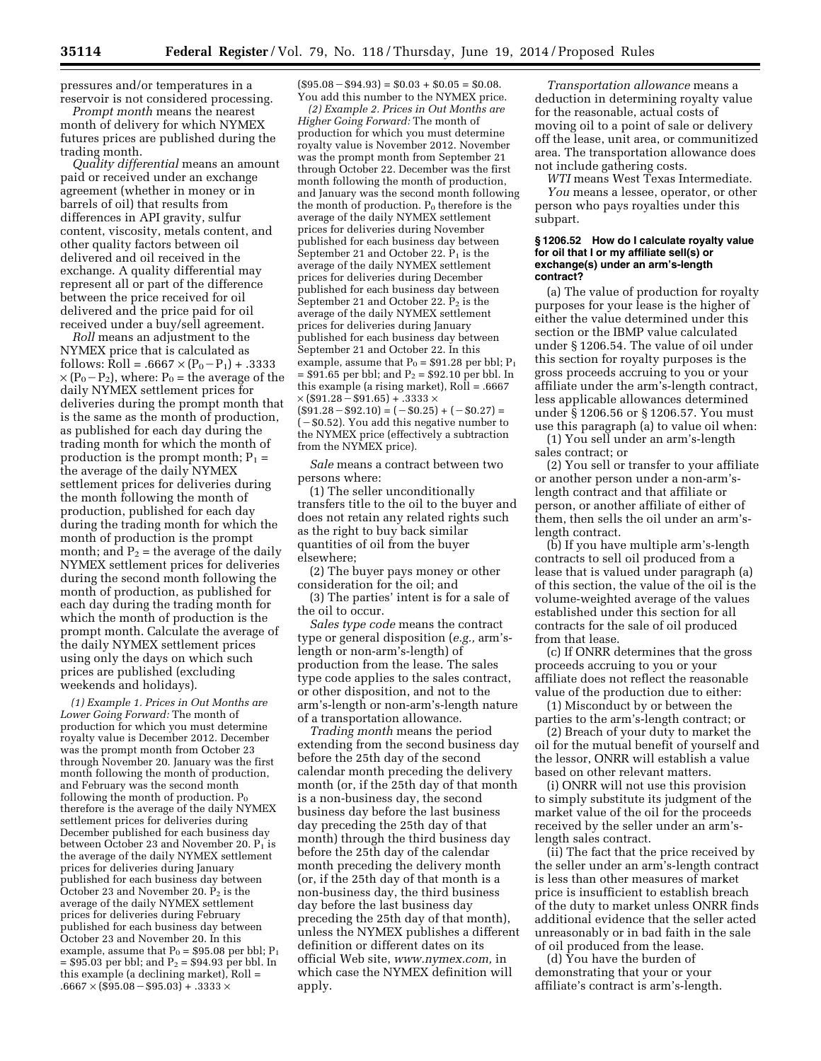pressures and/or temperatures in a reservoir is not considered processing.

*Prompt month* means the nearest month of delivery for which NYMEX futures prices are published during the trading month.

*Quality differential* means an amount paid or received under an exchange agreement (whether in money or in barrels of oil) that results from differences in API gravity, sulfur content, viscosity, metals content, and other quality factors between oil delivered and oil received in the exchange. A quality differential may represent all or part of the difference between the price received for oil delivered and the price paid for oil received under a buy/sell agreement.

*Roll* means an adjustment to the NYMEX price that is calculated as follows: Roll = $.6667 \times (P_0 - P_1) + .3333 \times (P_0 - P_2)$, where: $P_0$ = the average of the daily NYMEX settlement prices for deliveries during the prompt month that is the same as the month of production, as published for each day during the trading month for which the month of production is the prompt month; $P_1$ = the average of the daily NYMEX settlement prices for deliveries during the month following the month of production, published for each day during the trading month for which the month of production is the prompt month; and $P_2$ = the average of the daily NYMEX settlement prices for deliveries during the second month following the month of production, as published for each day during the trading month for which the month of production is the prompt month. Calculate the average of the daily NYMEX settlement prices using only the days on which such prices are published (excluding weekends and holidays).

*(1) Example 1. Prices in Out Months are Lower Going Forward:* The month of production for which you must determine royalty value is December 2012. December was the prompt month from October 23 through November 20. January was the first month following the month of production, and February was the second month following the month of production. $P_0$ therefore is the average of the daily NYMEX settlement prices for deliveries during December published for each business day between October 23 and November 20. $P_1$ is the average of the daily NYMEX settlement prices for deliveries during January published for each business day between October 23 and November 20. $P_2$ is the average of the daily NYMEX settlement prices for deliveries during February published for each business day between October 23 and November 20. In this example, assume that $P_0$ = \$95.08 per bbl; $P_1$ = \$95.03 per bbl; and $P_2$ = \$94.93 per bbl. In this example (a declining market), Roll = $.6667 \times (\$95.08 - \$95.03) + .3333 \times (\$95.08 - \$94.93) = \$0.03 + \$0.05 = \$0.08$. You add this number to the NYMEX price.

*(2) Example 2. Prices in Out Months are Higher Going Forward:* The month of production for which you must determine royalty value is November 2012. November was the prompt month from September 21 through October 22. December was the first month following the month of production, and January was the second month following the month of production. $P_0$ therefore is the average of the daily NYMEX settlement prices for deliveries during November published for each business day between September 21 and October 22. $P_1$ is the average of the daily NYMEX settlement prices for deliveries during December published for each business day between September 21 and October 22. $P_2$ is the average of the daily NYMEX settlement prices for deliveries during January published for each business day between September 21 and October 22. In this example, assume that $P_0$ = \$91.28 per bbl; $P_1$ = \$91.65 per bbl; and $P_2$ = \$92.10 per bbl. In this example (a rising market), Roll = $.6667 \times (\$91.28 - \$91.65) + .3333 \times (\$91.28 - \$92.10) = (-\$0.25) + (-\$0.27) = (-\$0.52)$. You add this negative number to the NYMEX price (effectively a subtraction from the NYMEX price).

*Sale* means a contract between two persons where:

(1) The seller unconditionally transfers title to the oil to the buyer and does not retain any related rights such as the right to buy back similar quantities of oil from the buyer elsewhere;

(2) The buyer pays money or other consideration for the oil; and

(3) The parties' intent is for a sale of the oil to occur.

*Sales type code* means the contract type or general disposition (*e.g.*, arm's-length or non-arm's-length) of production from the lease. The sales type code applies to the sales contract, or other disposition, and not to the arm's-length or non-arm's-length nature of a transportation allowance.

*Trading month* means the period extending from the second business day before the 25th day of the second calendar month preceding the delivery month (or, if the 25th day of that month is a non-business day, the second business day before the last business day preceding the 25th day of that month) through the third business day before the 25th day of the calendar month preceding the delivery month (or, if the 25th day of that month is a non-business day, the third business day before the last business day preceding the 25th day of that month), unless the NYMEX publishes a different definition or different dates on its official Web site, *www.nymex.com*, in which case the NYMEX definition will apply.

*Transportation allowance* means a deduction in determining royalty value for the reasonable, actual costs of moving oil to a point of sale or delivery off the lease, unit area, or communitized area. The transportation allowance does not include gathering costs.

*WTI* means West Texas Intermediate.

*You* means a lessee, operator, or other person who pays royalties under this subpart.

### § 1206.52 How do I calculate royalty value for oil that I or my affiliate sell(s) or exchange(s) under an arm's-length contract?

(a) The value of production for royalty purposes for your lease is the higher of either the value determined under this section or the IBMP value calculated under § 1206.54. The value of oil under this section for royalty purposes is the gross proceeds accruing to you or your affiliate under the arm's-length contract, less applicable allowances determined under § 1206.56 or § 1206.57. You must use this paragraph (a) to value oil when:

(1) You sell under an arm's-length sales contract; or

(2) You sell or transfer to your affiliate or another person under a non-arm's-length contract and that affiliate or person, or another affiliate of either of them, then sells the oil under an arm's-length contract.

(b) If you have multiple arm's-length contracts to sell oil produced from a lease that is valued under paragraph (a) of this section, the value of the oil is the volume-weighted average of the values established under this section for all contracts for the sale of oil produced from that lease.

(c) If ONRR determines that the gross proceeds accruing to you or your affiliate does not reflect the reasonable value of the production due to either:

(1) Misconduct by or between the parties to the arm's-length contract; or

(2) Breach of your duty to market the oil for the mutual benefit of yourself and the lessor, ONRR will establish a value based on other relevant matters.

(i) ONRR will not use this provision to simply substitute its judgment of the market value of the oil for the proceeds received by the seller under an arm's-length sales contract.

(ii) The fact that the price received by the seller under an arm's-length contract is less than other measures of market price is insufficient to establish breach of the duty to market unless ONRR finds additional evidence that the seller acted unreasonably or in bad faith in the sale of oil produced from the lease.

(d) You have the burden of demonstrating that your or your affiliate's contract is arm's-length.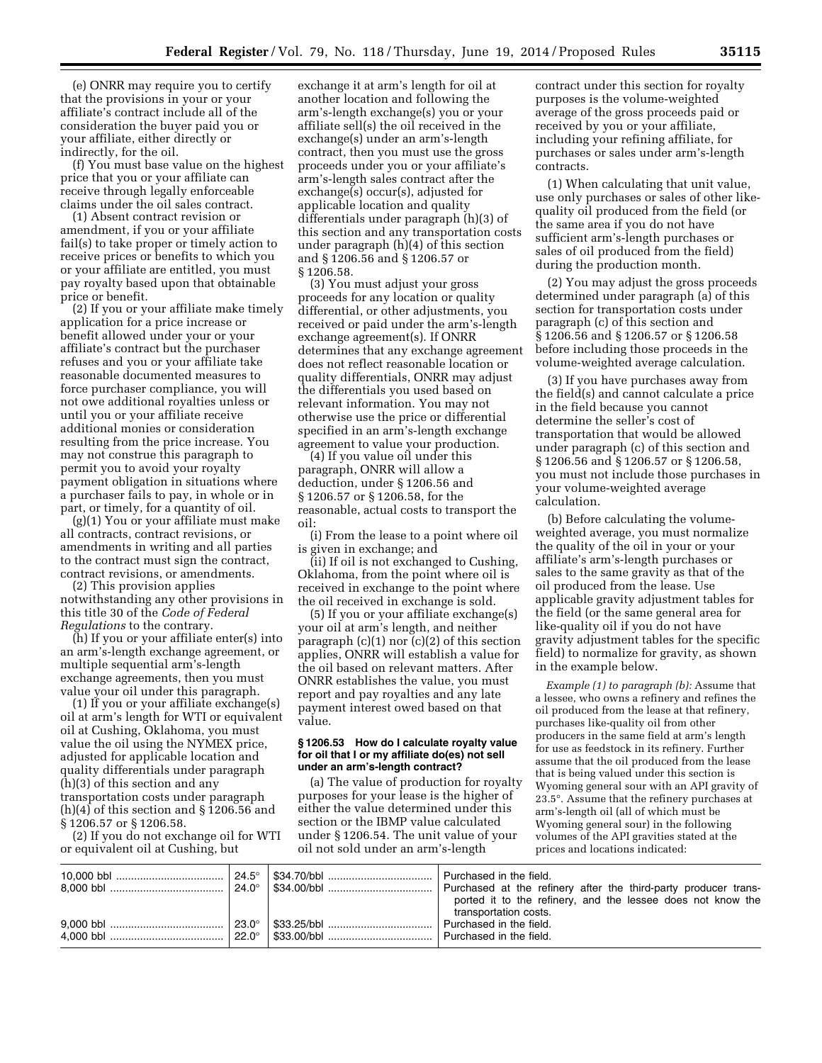(e) ONRR may require you to certify that the provisions in your or your affiliate's contract include all of the consideration the buyer paid you or your affiliate, either directly or indirectly, for the oil.

(f) You must base value on the highest price that you or your affiliate can receive through legally enforceable claims under the oil sales contract.

(1) Absent contract revision or amendment, if you or your affiliate fail(s) to take proper or timely action to receive prices or benefits to which you or your affiliate are entitled, you must pay royalty based upon that obtainable price or benefit.

(2) If you or your affiliate make timely application for a price increase or benefit allowed under your or your affiliate's contract but the purchaser refuses and you or your affiliate take reasonable documented measures to force purchaser compliance, you will not owe additional royalties unless or until you or your affiliate receive additional monies or consideration resulting from the price increase. You may not construe this paragraph to permit you to avoid your royalty payment obligation in situations where a purchaser fails to pay, in whole or in part, or timely, for a quantity of oil.

(g)(1) You or your affiliate must make all contracts, contract revisions, or amendments in writing and all parties to the contract must sign the contract, contract revisions, or amendments.

(2) This provision applies notwithstanding any other provisions in this title 30 of the *Code of Federal Regulations* to the contrary.

(h) If you or your affiliate enter(s) into an arm's-length exchange agreement, or multiple sequential arm's-length exchange agreements, then you must value your oil under this paragraph.

(1) If you or your affiliate exchange(s) oil at arm's length for WTI or equivalent oil at Cushing, Oklahoma, you must value the oil using the NYMEX price, adjusted for applicable location and quality differentials under paragraph (h)(3) of this section and any transportation costs under paragraph (h)(4) of this section and § 1206.56 and § 1206.57 or § 1206.58.

(2) If you do not exchange oil for WTI or equivalent oil at Cushing, but exchange it at arm's length for oil at another location and following the arm's-length exchange(s) you or your affiliate sell(s) the oil received in the exchange(s) under an arm's-length contract, then you must use the gross proceeds under your or your affiliate's arm's-length sales contract after the exchange(s) occur(s), adjusted for applicable location and quality differentials under paragraph (h)(3) of this section and any transportation costs under paragraph (h)(4) of this section and § 1206.56 and § 1206.57 or § 1206.58.

(3) You must adjust your gross proceeds for any location or quality differential, or other adjustments, you received or paid under the arm's-length exchange agreement(s). If ONRR determines that any exchange agreement does not reflect reasonable location or quality differentials, ONRR may adjust the differentials you used based on relevant information. You may not otherwise use the price or differential specified in an arm's-length exchange agreement to value your production.

(4) If you value oil under this paragraph, ONRR will allow a deduction, under § 1206.56 and § 1206.57 or § 1206.58, for the reasonable, actual costs to transport the oil:

(i) From the lease to a point where oil is given in exchange; and

(ii) If oil is not exchanged to Cushing, Oklahoma, from the point where oil is received in exchange to the point where the oil received in exchange is sold.

(5) If you or your affiliate exchange(s) your oil at arm's length, and neither paragraph (c)(1) nor (c)(2) of this section applies, ONRR will establish a value for the oil based on relevant matters. After ONRR establishes the value, you must report and pay royalties and any late payment interest owed based on that value.

**§ 1206.53 How do I calculate royalty value for oil that I or my affiliate do(es) not sell under an arm's-length contract?**

(a) The value of production for royalty purposes for your lease is the higher of either the value determined under this section or the IBMP value calculated under § 1206.54. The unit value of your oil not sold under an arm's-length contract under this section for royalty purposes is the volume-weighted average of the gross proceeds paid or received by you or your affiliate, including your refining affiliate, for purchases or sales under arm's-length contracts.

(1) When calculating that unit value, use only purchases or sales of other like-quality oil produced from the field (or the same area if you do not have sufficient arm's-length purchases or sales of oil produced from the field) during the production month.

(2) You may adjust the gross proceeds determined under paragraph (a) of this section for transportation costs under paragraph (c) of this section and § 1206.56 and § 1206.57 or § 1206.58 before including those proceeds in the volume-weighted average calculation.

(3) If you have purchases away from the field(s) and cannot calculate a price in the field because you cannot determine the seller's cost of transportation that would be allowed under paragraph (c) of this section and § 1206.56 and § 1206.57 or § 1206.58, you must not include those purchases in your volume-weighted average calculation.

(b) Before calculating the volume-weighted average, you must normalize the quality of the oil in your or your affiliate's arm's-length purchases or sales to the same gravity as that of the oil produced from the lease. Use applicable gravity adjustment tables for the field (or the same general area for like-quality oil if you do not have gravity adjustment tables for the specific field) to normalize for gravity, as shown in the example below.

*Example (1) to paragraph (b):* Assume that a lessee, who owns a refinery and refines the oil produced from the lease at that refinery, purchases like-quality oil from other producers in the same field at arm's length for use as feedstock in its refinery. Further assume that the oil produced from the lease that is being valued under this section is Wyoming general sour with an API gravity of 23.5°. Assume that the refinery purchases at arm's-length oil (all of which must be Wyoming general sour) in the following volumes of the API gravities stated at the prices and locations indicated:

| | | | |
|---|---|---|---|
| 10,000 bbl | 24.5° | $34.70/bbl | Purchased in the field. |
| 8,000 bbl | 24.0° | $34.00/bbl | Purchased at the refinery after the third-party producer transported it to the refinery, and the lessee does not know the transportation costs. |
| 9,000 bbl | 23.0° | $33.25/bbl | Purchased in the field. |
| 4,000 bbl | 22.0° | $33.00/bbl | Purchased in the field. |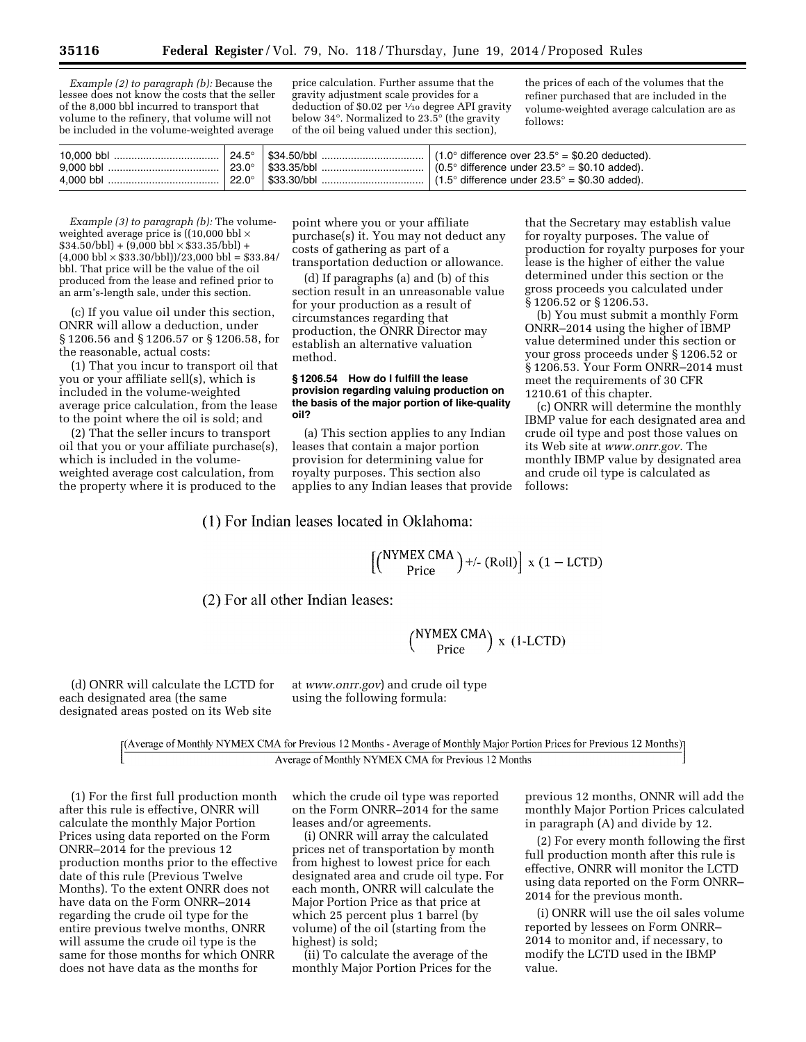*Example (2) to paragraph (b):* Because the lessee does not know the costs that the seller of the 8,000 bbl incurred to transport that volume to the refinery, that volume will not be included in the volume-weighted average price calculation. Further assume that the gravity adjustment scale provides for a deduction of $0.02 per 1/10 degree API gravity below 34°. Normalized to 23.5° (the gravity of the oil being valued under this section), the prices of each of the volumes that the refiner purchased that are included in the volume-weighted average calculation are as follows:

| | | | |
|---|---|---|---|
| 10,000 bbl | 24.5° | $34.50/bbl | (1.0° difference over 23.5° = $0.20 deducted). |
| 9,000 bbl | 23.0° | $33.35/bbl | (0.5° difference under 23.5° = $0.10 added). |
| 4,000 bbl | 22.0° | $33.30/bbl | (1.5° difference under 23.5° = $0.30 added). |

*Example (3) to paragraph (b):* The volume-weighted average price is ((10,000 bbl × $34.50/bbl) + (9,000 bbl × $33.35/bbl) + (4,000 bbl × $33.30/bbl))/23,000 bbl = $33.84/bbl. That price will be the value of the oil produced from the lease and refined prior to an arm's-length sale, under this section.

(c) If you value oil under this section, ONRR will allow a deduction, under § 1206.56 and § 1206.57 or § 1206.58, for the reasonable, actual costs:

(1) That you incur to transport oil that you or your affiliate sell(s), which is included in the volume-weighted average price calculation, from the lease to the point where the oil is sold; and

(2) That the seller incurs to transport oil that you or your affiliate purchase(s), which is included in the volume-weighted average cost calculation, from the property where it is produced to the point where you or your affiliate purchase(s) it. You may not deduct any costs of gathering as part of a transportation deduction or allowance.

(d) If paragraphs (a) and (b) of this section result in an unreasonable value for your production as a result of circumstances regarding that production, the ONRR Director may establish an alternative valuation method.

**§ 1206.54 How do I fulfill the lease provision regarding valuing production on the basis of the major portion of like-quality oil?**

(a) This section applies to any Indian leases that contain a major portion provision for determining value for royalty purposes. This section also applies to any Indian leases that provide that the Secretary may establish value for royalty purposes. The value of production for royalty purposes for your lease is the higher of either the value determined under this section or the gross proceeds you calculated under § 1206.52 or § 1206.53.

(b) You must submit a monthly Form ONRR–2014 using the higher of IBMP value determined under this section or your gross proceeds under § 1206.52 or § 1206.53. Your Form ONRR–2014 must meet the requirements of 30 CFR 1210.61 of this chapter.

(c) ONRR will determine the monthly IBMP value for each designated area and crude oil type and post those values on its Web site at *www.onrr.gov.* The monthly IBMP value by designated area and crude oil type is calculated as follows:

(1) For Indian leases located in Oklahoma:

$$\left[\left(\begin{matrix}\text{NYMEX CMA}\\\text{Price}\end{matrix}\right) +/- (\text{Roll})\right] \times (1 - \text{LCTD})$$

(2) For all other Indian leases:

$$\left(\begin{matrix}\text{NYMEX CMA}\\\text{Price}\end{matrix}\right) \times (1\text{-LCTD})$$

(d) ONRR will calculate the LCTD for each designated area (the same designated areas posted on its Web site at *www.onrr.gov*) and crude oil type using the following formula:

$$\left[\frac{(\text{Average of Monthly NYMEX CMA for Previous 12 Months - Average of Monthly Major Portion Prices for Previous 12 Months})}{\text{Average of Monthly NYMEX CMA for Previous 12 Months}}\right]$$

(1) For the first full production month after this rule is effective, ONRR will calculate the monthly Major Portion Prices using data reported on the Form ONRR–2014 for the previous 12 production months prior to the effective date of this rule (Previous Twelve Months). To the extent ONRR does not have data on the Form ONRR–2014 regarding the crude oil type for the entire previous twelve months, ONRR will assume the crude oil type is the same for those months for which ONRR does not have data as the months for which the crude oil type was reported on the Form ONRR–2014 for the same leases and/or agreements.

(i) ONRR will array the calculated prices net of transportation by month from highest to lowest price for each designated area and crude oil type. For each month, ONRR will calculate the Major Portion Price as that price at which 25 percent plus 1 barrel (by volume) of the oil (starting from the highest) is sold;

(ii) To calculate the average of the monthly Major Portion Prices for the previous 12 months, ONRR will add the monthly Major Portion Prices calculated in paragraph (A) and divide by 12.

(2) For every month following the first full production month after this rule is effective, ONRR will monitor the LCTD using data reported on the Form ONRR–2014 for the previous month.

(i) ONRR will use the oil sales volume reported by lessees on Form ONRR–2014 to monitor and, if necessary, to modify the LCTD used in the IBMP value.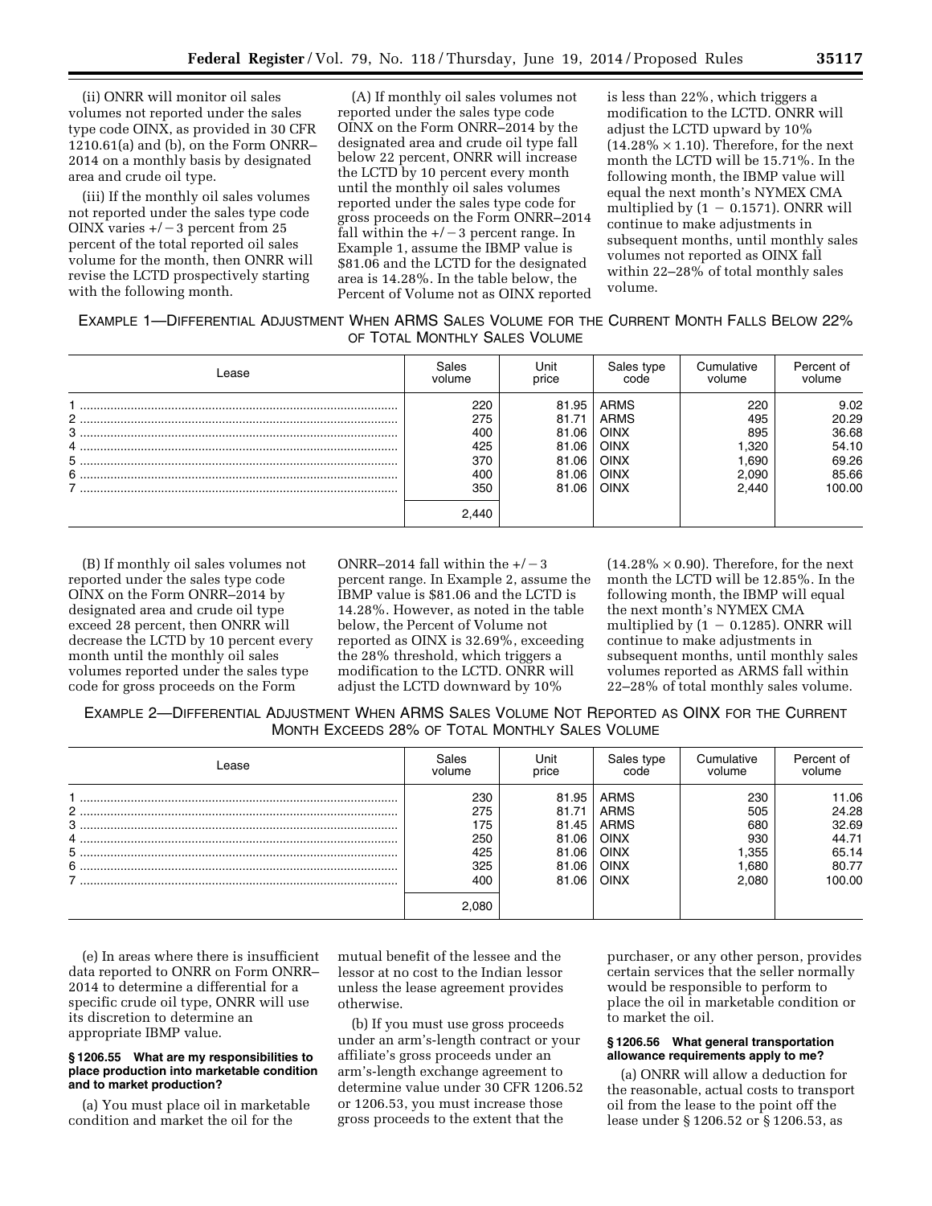(ii) ONRR will monitor oil sales volumes not reported under the sales type code OINX, as provided in 30 CFR 1210.61(a) and (b), on the Form ONRR–2014 on a monthly basis by designated area and crude oil type.

(iii) If the monthly oil sales volumes not reported under the sales type code OINX varies +/−3 percent from 25 percent of the total reported oil sales volume for the month, then ONRR will revise the LCTD prospectively starting with the following month.

(A) If monthly oil sales volumes not reported under the sales type code OINX on the Form ONRR–2014 by the designated area and crude oil type fall below 22 percent, ONRR will increase the LCTD by 10 percent every month until the monthly oil sales volumes reported under the sales type code for gross proceeds on the Form ONRR–2014 fall within the +/−3 percent range. In Example 1, assume the IBMP value is $81.06 and the LCTD for the designated area is 14.28%. In the table below, the Percent of Volume not as OINX reported is less than 22%, which triggers a modification to the LCTD. ONRR will adjust the LCTD upward by 10% (14.28% × 1.10). Therefore, for the next month the LCTD will be 15.71%. In the following month, the IBMP value will equal the next month's NYMEX CMA multiplied by (1 − 0.1571). ONRR will continue to make adjustments in subsequent months, until monthly sales volumes not reported as OINX fall within 22–28% of total monthly sales volume.

EXAMPLE 1—DIFFERENTIAL ADJUSTMENT WHEN ARMS SALES VOLUME FOR THE CURRENT MONTH FALLS BELOW 22% OF TOTAL MONTHLY SALES VOLUME

| Lease | Sales volume | Unit price | Sales type code | Cumulative volume | Percent of volume |
|---|---|---|---|---|---|
| 1 | 220 | 81.95 | ARMS | 220 | 9.02 |
| 2 | 275 | 81.71 | ARMS | 495 | 20.29 |
| 3 | 400 | 81.06 | OINX | 895 | 36.68 |
| 4 | 425 | 81.06 | OINX | 1,320 | 54.10 |
| 5 | 370 | 81.06 | OINX | 1,690 | 69.26 |
| 6 | 400 | 81.06 | OINX | 2,090 | 85.66 |
| 7 | 350 | 81.06 | OINX | 2,440 | 100.00 |
| | 2,440 | | | | |

(B) If monthly oil sales volumes not reported under the sales type code OINX on the Form ONRR–2014 by designated area and crude oil type exceed 28 percent, then ONRR will decrease the LCTD by 10 percent every month until the monthly oil sales volumes reported under the sales type code for gross proceeds on the Form ONRR–2014 fall within the +/−3 percent range. In Example 2, assume the IBMP value is $81.06 and the LCTD is 14.28%. However, as noted in the table below, the Percent of Volume not reported as OINX is 32.69%, exceeding the 28% threshold, which triggers a modification to the LCTD. ONRR will adjust the LCTD downward by 10% (14.28% × 0.90). Therefore, for the next month the LCTD will be 12.85%. In the following month, the IBMP will equal the next month's NYMEX CMA multiplied by (1 − 0.1285). ONRR will continue to make adjustments in subsequent months, until monthly sales volumes reported as ARMS fall within 22–28% of total monthly sales volume.

EXAMPLE 2—DIFFERENTIAL ADJUSTMENT WHEN ARMS SALES VOLUME NOT REPORTED AS OINX FOR THE CURRENT MONTH EXCEEDS 28% OF TOTAL MONTHLY SALES VOLUME

| Lease | Sales volume | Unit price | Sales type code | Cumulative volume | Percent of volume |
|---|---|---|---|---|---|
| 1 | 230 | 81.95 | ARMS | 230 | 11.06 |
| 2 | 275 | 81.71 | ARMS | 505 | 24.28 |
| 3 | 175 | 81.45 | ARMS | 680 | 32.69 |
| 4 | 250 | 81.06 | OINX | 930 | 44.71 |
| 5 | 425 | 81.06 | OINX | 1,355 | 65.14 |
| 6 | 325 | 81.06 | OINX | 1,680 | 80.77 |
| 7 | 400 | 81.06 | OINX | 2,080 | 100.00 |
| | 2,080 | | | | |

(e) In areas where there is insufficient data reported to ONRR on Form ONRR–2014 to determine a differential for a specific crude oil type, ONRR will use its discretion to determine an appropriate IBMP value.

**§ 1206.55 What are my responsibilities to place production into marketable condition and to market production?**

(a) You must place oil in marketable condition and market the oil for the mutual benefit of the lessee and the lessor at no cost to the Indian lessor unless the lease agreement provides otherwise.

(b) If you must use gross proceeds under an arm's-length contract or your affiliate's gross proceeds under an arm's-length exchange agreement to determine value under 30 CFR 1206.52 or 1206.53, you must increase those gross proceeds to the extent that the purchaser, or any other person, provides certain services that the seller normally would be responsible to perform to place the oil in marketable condition or to market the oil.

**§ 1206.56 What general transportation allowance requirements apply to me?**

(a) ONRR will allow a deduction for the reasonable, actual costs to transport oil from the lease to the point off the lease under § 1206.52 or § 1206.53, as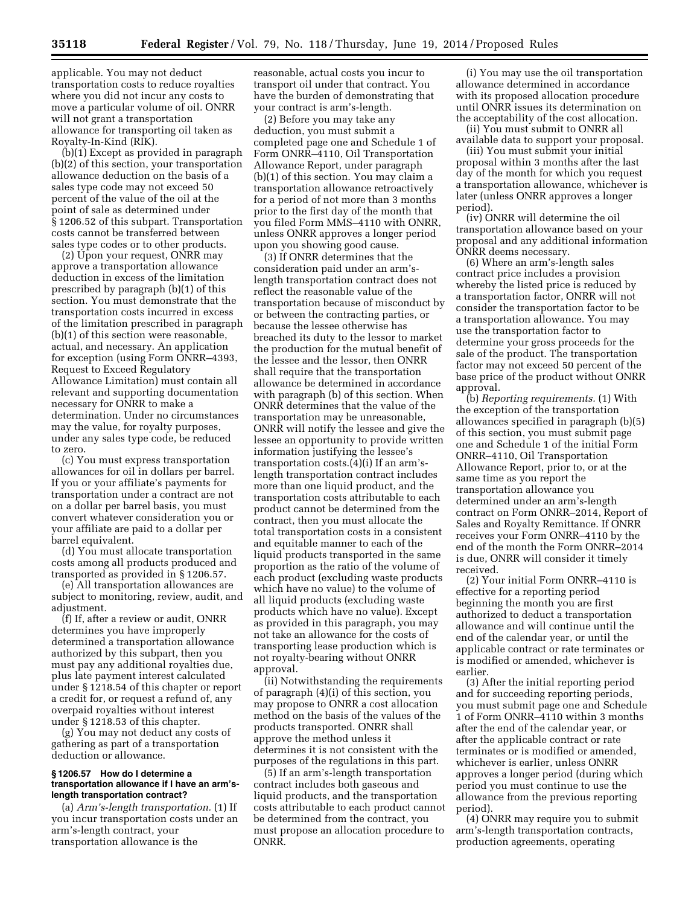applicable. You may not deduct transportation costs to reduce royalties where you did not incur any costs to move a particular volume of oil. ONRR will not grant a transportation allowance for transporting oil taken as Royalty-In-Kind (RIK).

(b)(1) Except as provided in paragraph (b)(2) of this section, your transportation allowance deduction on the basis of a sales type code may not exceed 50 percent of the value of the oil at the point of sale as determined under § 1206.52 of this subpart. Transportation costs cannot be transferred between sales type codes or to other products.

(2) Upon your request, ONRR may approve a transportation allowance deduction in excess of the limitation prescribed by paragraph (b)(1) of this section. You must demonstrate that the transportation costs incurred in excess of the limitation prescribed in paragraph (b)(1) of this section were reasonable, actual, and necessary. An application for exception (using Form ONRR–4393, Request to Exceed Regulatory Allowance Limitation) must contain all relevant and supporting documentation necessary for ONRR to make a determination. Under no circumstances may the value, for royalty purposes, under any sales type code, be reduced to zero.

(c) You must express transportation allowances for oil in dollars per barrel. If you or your affiliate's payments for transportation under a contract are not on a dollar per barrel basis, you must convert whatever consideration you or your affiliate are paid to a dollar per barrel equivalent.

(d) You must allocate transportation costs among all products produced and transported as provided in § 1206.57.

(e) All transportation allowances are subject to monitoring, review, audit, and adjustment.

(f) If, after a review or audit, ONRR determines you have improperly determined a transportation allowance authorized by this subpart, then you must pay any additional royalties due, plus late payment interest calculated under § 1218.54 of this chapter or report a credit for, or request a refund of, any overpaid royalties without interest under § 1218.53 of this chapter.

(g) You may not deduct any costs of gathering as part of a transportation deduction or allowance.

### § 1206.57 How do I determine a transportation allowance if I have an arm's-length transportation contract?

(a) *Arm's-length transportation.* (1) If you incur transportation costs under an arm's-length contract, your transportation allowance is the reasonable, actual costs you incur to transport oil under that contract. You have the burden of demonstrating that your contract is arm's-length.

(2) Before you may take any deduction, you must submit a completed page one and Schedule 1 of Form ONRR–4110, Oil Transportation Allowance Report, under paragraph (b)(1) of this section. You may claim a transportation allowance retroactively for a period of not more than 3 months prior to the first day of the month that you filed Form MMS–4110 with ONRR, unless ONRR approves a longer period upon you showing good cause.

(3) If ONRR determines that the consideration paid under an arm's-length transportation contract does not reflect the reasonable value of the transportation because of misconduct by or between the contracting parties, or because the lessee otherwise has breached its duty to the lessor to market the production for the mutual benefit of the lessee and the lessor, then ONRR shall require that the transportation allowance be determined in accordance with paragraph (b) of this section. When ONRR determines that the value of the transportation may be unreasonable, ONRR will notify the lessee and give the lessee an opportunity to provide written information justifying the lessee's transportation costs.(4)(i) If an arm's-length transportation contract includes more than one liquid product, and the transportation costs attributable to each product cannot be determined from the contract, then you must allocate the total transportation costs in a consistent and equitable manner to each of the liquid products transported in the same proportion as the ratio of the volume of each product (excluding waste products which have no value) to the volume of all liquid products (excluding waste products which have no value). Except as provided in this paragraph, you may not take an allowance for the costs of transporting lease production which is not royalty-bearing without ONRR approval.

(ii) Notwithstanding the requirements of paragraph (4)(i) of this section, you may propose to ONRR a cost allocation method on the basis of the values of the products transported. ONRR shall approve the method unless it determines it is not consistent with the purposes of the regulations in this part.

(5) If an arm's-length transportation contract includes both gaseous and liquid products, and the transportation costs attributable to each product cannot be determined from the contract, you must propose an allocation procedure to ONRR.

(i) You may use the oil transportation allowance determined in accordance with its proposed allocation procedure until ONRR issues its determination on the acceptability of the cost allocation.

(ii) You must submit to ONRR all available data to support your proposal.

(iii) You must submit your initial proposal within 3 months after the last day of the month for which you request a transportation allowance, whichever is later (unless ONRR approves a longer period).

(iv) ONRR will determine the oil transportation allowance based on your proposal and any additional information ONRR deems necessary.

(6) Where an arm's-length sales contract price includes a provision whereby the listed price is reduced by a transportation factor, ONRR will not consider the transportation factor to be a transportation allowance. You may use the transportation factor to determine your gross proceeds for the sale of the product. The transportation factor may not exceed 50 percent of the base price of the product without ONRR approval.

(b) *Reporting requirements.* (1) With the exception of the transportation allowances specified in paragraph (b)(5) of this section, you must submit page one and Schedule 1 of the initial Form ONRR–4110, Oil Transportation Allowance Report, prior to, or at the same time as you report the transportation allowance you determined under an arm's-length contract on Form ONRR–2014, Report of Sales and Royalty Remittance. If ONRR receives your Form ONRR–4110 by the end of the month the Form ONRR–2014 is due, ONRR will consider it timely received.

(2) Your initial Form ONRR–4110 is effective for a reporting period beginning the month you are first authorized to deduct a transportation allowance and will continue until the end of the calendar year, or until the applicable contract or rate terminates or is modified or amended, whichever is earlier.

(3) After the initial reporting period and for succeeding reporting periods, you must submit page one and Schedule 1 of Form ONRR–4110 within 3 months after the end of the calendar year, or after the applicable contract or rate terminates or is modified or amended, whichever is earlier, unless ONRR approves a longer period (during which period you must continue to use the allowance from the previous reporting period).

(4) ONRR may require you to submit arm's-length transportation contracts, production agreements, operating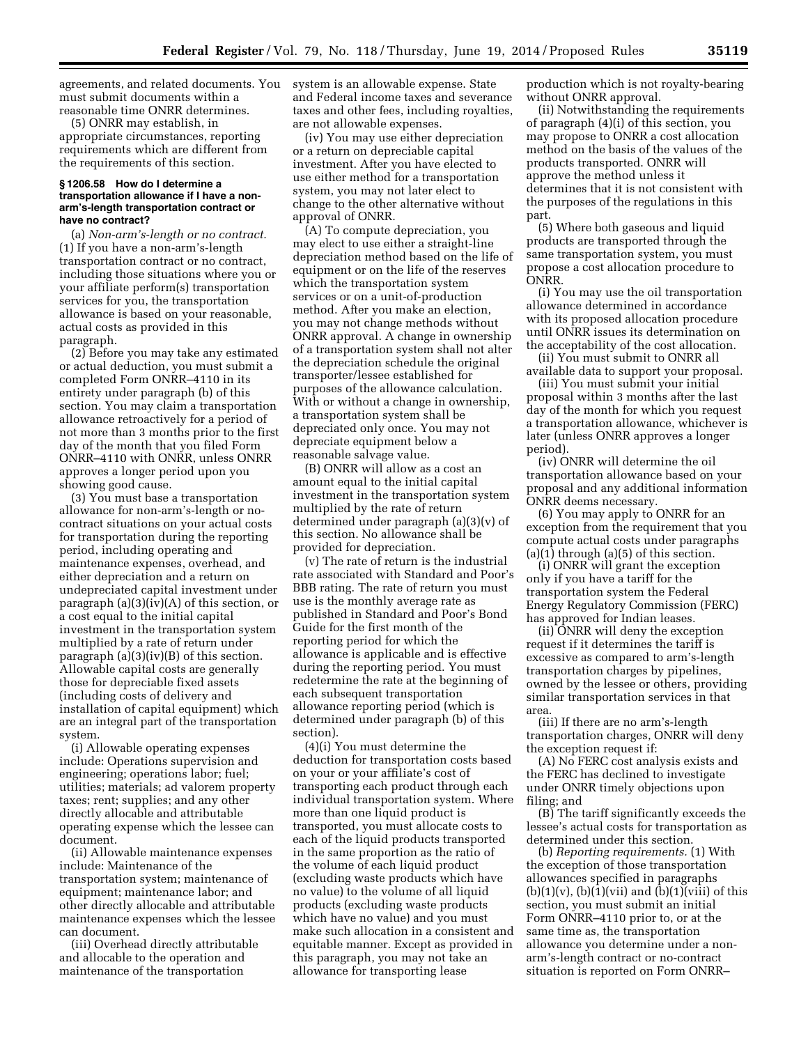agreements, and related documents. You must submit documents within a reasonable time ONRR determines.

(5) ONRR may establish, in appropriate circumstances, reporting requirements which are different from the requirements of this section.

**§ 1206.58 How do I determine a transportation allowance if I have a non-arm's-length transportation contract or have no contract?**

(a) *Non-arm's-length or no contract.* (1) If you have a non-arm's-length transportation contract or no contract, including those situations where you or your affiliate perform(s) transportation services for you, the transportation allowance is based on your reasonable, actual costs as provided in this paragraph.

(2) Before you may take any estimated or actual deduction, you must submit a completed Form ONRR–4110 in its entirety under paragraph (b) of this section. You may claim a transportation allowance retroactively for a period of not more than 3 months prior to the first day of the month that you filed Form ONRR–4110 with ONRR, unless ONRR approves a longer period upon you showing good cause.

(3) You must base a transportation allowance for non-arm's-length or no-contract situations on your actual costs for transportation during the reporting period, including operating and maintenance expenses, overhead, and either depreciation and a return on undepreciated capital investment under paragraph (a)(3)(iv)(A) of this section, or a cost equal to the initial capital investment in the transportation system multiplied by a rate of return under paragraph (a)(3)(iv)(B) of this section. Allowable capital costs are generally those for depreciable fixed assets (including costs of delivery and installation of capital equipment) which are an integral part of the transportation system.

(i) Allowable operating expenses include: Operations supervision and engineering; operations labor; fuel; utilities; materials; ad valorem property taxes; rent; supplies; and any other directly allocable and attributable operating expense which the lessee can document.

(ii) Allowable maintenance expenses include: Maintenance of the transportation system; maintenance of equipment; maintenance labor; and other directly allocable and attributable maintenance expenses which the lessee can document.

(iii) Overhead directly attributable and allocable to the operation and maintenance of the transportation system is an allowable expense. State and Federal income taxes and severance taxes and other fees, including royalties, are not allowable expenses.

(iv) You may use either depreciation or a return on depreciable capital investment. After you have elected to use either method for a transportation system, you may not later elect to change to the other alternative without approval of ONRR.

(A) To compute depreciation, you may elect to use either a straight-line depreciation method based on the life of equipment or on the life of the reserves which the transportation system services or on a unit-of-production method. After you make an election, you may not change methods without ONRR approval. A change in ownership of a transportation system shall not alter the depreciation schedule the original transporter/lessee established for purposes of the allowance calculation. With or without a change in ownership, a transportation system shall be depreciated only once. You may not depreciate equipment below a reasonable salvage value.

(B) ONRR will allow as a cost an amount equal to the initial capital investment in the transportation system multiplied by the rate of return determined under paragraph (a)(3)(v) of this section. No allowance shall be provided for depreciation.

(v) The rate of return is the industrial rate associated with Standard and Poor's BBB rating. The rate of return you must use is the monthly average rate as published in Standard and Poor's Bond Guide for the first month of the reporting period for which the allowance is applicable and is effective during the reporting period. You must redetermine the rate at the beginning of each subsequent transportation allowance reporting period (which is determined under paragraph (b) of this section).

(4)(i) You must determine the deduction for transportation costs based on your or your affiliate's cost of transporting each product through each individual transportation system. Where more than one liquid product is transported, you must allocate costs to each of the liquid products transported in the same proportion as the ratio of the volume of each liquid product (excluding waste products which have no value) to the volume of all liquid products (excluding waste products which have no value) and you must make such allocation in a consistent and equitable manner. Except as provided in this paragraph, you may not take an allowance for transporting lease production which is not royalty-bearing without ONRR approval.

(ii) Notwithstanding the requirements of paragraph (4)(i) of this section, you may propose to ONRR a cost allocation method on the basis of the values of the products transported. ONRR will approve the method unless it determines that it is not consistent with the purposes of the regulations in this part.

(5) Where both gaseous and liquid products are transported through the same transportation system, you must propose a cost allocation procedure to ONRR.

(i) You may use the oil transportation allowance determined in accordance with its proposed allocation procedure until ONRR issues its determination on the acceptability of the cost allocation.

(ii) You must submit to ONRR all available data to support your proposal.

(iii) You must submit your initial proposal within 3 months after the last day of the month for which you request a transportation allowance, whichever is later (unless ONRR approves a longer period).

(iv) ONRR will determine the oil transportation allowance based on your proposal and any additional information ONRR deems necessary.

(6) You may apply to ONRR for an exception from the requirement that you compute actual costs under paragraphs (a)(1) through (a)(5) of this section.

(i) ONRR will grant the exception only if you have a tariff for the transportation system the Federal Energy Regulatory Commission (FERC) has approved for Indian leases.

(ii) ONRR will deny the exception request if it determines the tariff is excessive as compared to arm's-length transportation charges by pipelines, owned by the lessee or others, providing similar transportation services in that area.

(iii) If there are no arm's-length transportation charges, ONRR will deny the exception request if:

(A) No FERC cost analysis exists and the FERC has declined to investigate under ONRR timely objections upon filing; and

(B) The tariff significantly exceeds the lessee's actual costs for transportation as determined under this section.

(b) *Reporting requirements.* (1) With the exception of those transportation allowances specified in paragraphs (b)(1)(v), (b)(1)(vii) and (b)(1)(viii) of this section, you must submit an initial Form ONRR–4110 prior to, or at the same time as, the transportation allowance you determine under a non-arm's-length contract or no-contract situation is reported on Form ONRR–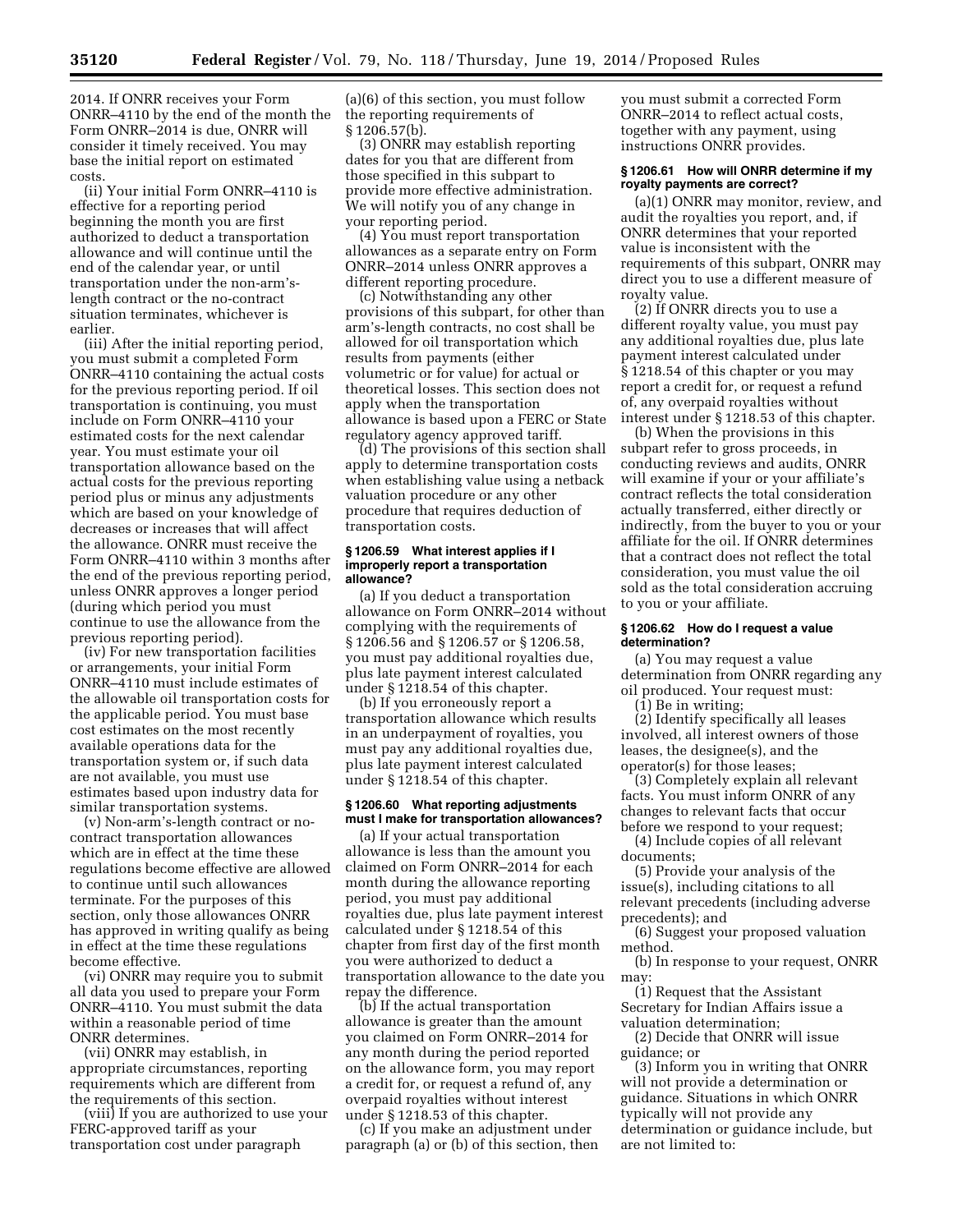2014. If ONRR receives your Form ONRR–4110 by the end of the month the Form ONRR–2014 is due, ONRR will consider it timely received. You may base the initial report on estimated costs.

(ii) Your initial Form ONRR–4110 is effective for a reporting period beginning the month you are first authorized to deduct a transportation allowance and will continue until the end of the calendar year, or until transportation under the non-arm's-length contract or the no-contract situation terminates, whichever is earlier.

(iii) After the initial reporting period, you must submit a completed Form ONRR–4110 containing the actual costs for the previous reporting period. If oil transportation is continuing, you must include on Form ONRR–4110 your estimated costs for the next calendar year. You must estimate your oil transportation allowance based on the actual costs for the previous reporting period plus or minus any adjustments which are based on your knowledge of decreases or increases that will affect the allowance. ONRR must receive the Form ONRR–4110 within 3 months after the end of the previous reporting period, unless ONRR approves a longer period (during which period you must continue to use the allowance from the previous reporting period).

(iv) For new transportation facilities or arrangements, your initial Form ONRR–4110 must include estimates of the allowable oil transportation costs for the applicable period. You must base cost estimates on the most recently available operations data for the transportation system or, if such data are not available, you must use estimates based upon industry data for similar transportation systems.

(v) Non-arm's-length contract or no-contract transportation allowances which are in effect at the time these regulations become effective are allowed to continue until such allowances terminate. For the purposes of this section, only those allowances ONRR has approved in writing qualify as being in effect at the time these regulations become effective.

(vi) ONRR may require you to submit all data you used to prepare your Form ONRR–4110. You must submit the data within a reasonable period of time ONRR determines.

(vii) ONRR may establish, in appropriate circumstances, reporting requirements which are different from the requirements of this section.

(viii) If you are authorized to use your FERC-approved tariff as your transportation cost under paragraph (a)(6) of this section, you must follow the reporting requirements of § 1206.57(b).

(3) ONRR may establish reporting dates for you that are different from those specified in this subpart to provide more effective administration. We will notify you of any change in your reporting period.

(4) You must report transportation allowances as a separate entry on Form ONRR–2014 unless ONRR approves a different reporting procedure.

(c) Notwithstanding any other provisions of this subpart, for other than arm's-length contracts, no cost shall be allowed for oil transportation which results from payments (either volumetric or for value) for actual or theoretical losses. This section does not apply when the transportation allowance is based upon a FERC or State regulatory agency approved tariff.

(d) The provisions of this section shall apply to determine transportation costs when establishing value using a netback valuation procedure or any other procedure that requires deduction of transportation costs.

#### § 1206.59 What interest applies if I improperly report a transportation allowance?

(a) If you deduct a transportation allowance on Form ONRR–2014 without complying with the requirements of § 1206.56 and § 1206.57 or § 1206.58, you must pay additional royalties due, plus late payment interest calculated under § 1218.54 of this chapter.

(b) If you erroneously report a transportation allowance which results in an underpayment of royalties, you must pay any additional royalties due, plus late payment interest calculated under § 1218.54 of this chapter.

#### § 1206.60 What reporting adjustments must I make for transportation allowances?

(a) If your actual transportation allowance is less than the amount you claimed on Form ONRR–2014 for each month during the allowance reporting period, you must pay additional royalties due, plus late payment interest calculated under § 1218.54 of this chapter from first day of the first month you were authorized to deduct a transportation allowance to the date you repay the difference.

(b) If the actual transportation allowance is greater than the amount you claimed on Form ONRR–2014 for any month during the period reported on the allowance form, you may report a credit for, or request a refund of, any overpaid royalties without interest under § 1218.53 of this chapter.

(c) If you make an adjustment under paragraph (a) or (b) of this section, then you must submit a corrected Form ONRR–2014 to reflect actual costs, together with any payment, using instructions ONRR provides.

#### § 1206.61 How will ONRR determine if my royalty payments are correct?

(a)(1) ONRR may monitor, review, and audit the royalties you report, and, if ONRR determines that your reported value is inconsistent with the requirements of this subpart, ONRR may direct you to use a different measure of royalty value.

(2) If ONRR directs you to use a different royalty value, you must pay any additional royalties due, plus late payment interest calculated under § 1218.54 of this chapter or you may report a credit for, or request a refund of, any overpaid royalties without interest under § 1218.53 of this chapter.

(b) When the provisions in this subpart refer to gross proceeds, in conducting reviews and audits, ONRR will examine if your or your affiliate's contract reflects the total consideration actually transferred, either directly or indirectly, from the buyer to you or your affiliate for the oil. If ONRR determines that a contract does not reflect the total consideration, you must value the oil sold as the total consideration accruing to you or your affiliate.

#### § 1206.62 How do I request a value determination?

(a) You may request a value determination from ONRR regarding any oil produced. Your request must:

(1) Be in writing;

(2) Identify specifically all leases involved, all interest owners of those leases, the designee(s), and the operator(s) for those leases;

(3) Completely explain all relevant facts. You must inform ONRR of any changes to relevant facts that occur before we respond to your request;

(4) Include copies of all relevant documents;

(5) Provide your analysis of the issue(s), including citations to all relevant precedents (including adverse precedents); and

(6) Suggest your proposed valuation method.

(b) In response to your request, ONRR may:

(1) Request that the Assistant Secretary for Indian Affairs issue a valuation determination;

(2) Decide that ONRR will issue guidance; or

(3) Inform you in writing that ONRR will not provide a determination or guidance. Situations in which ONRR typically will not provide any determination or guidance include, but are not limited to: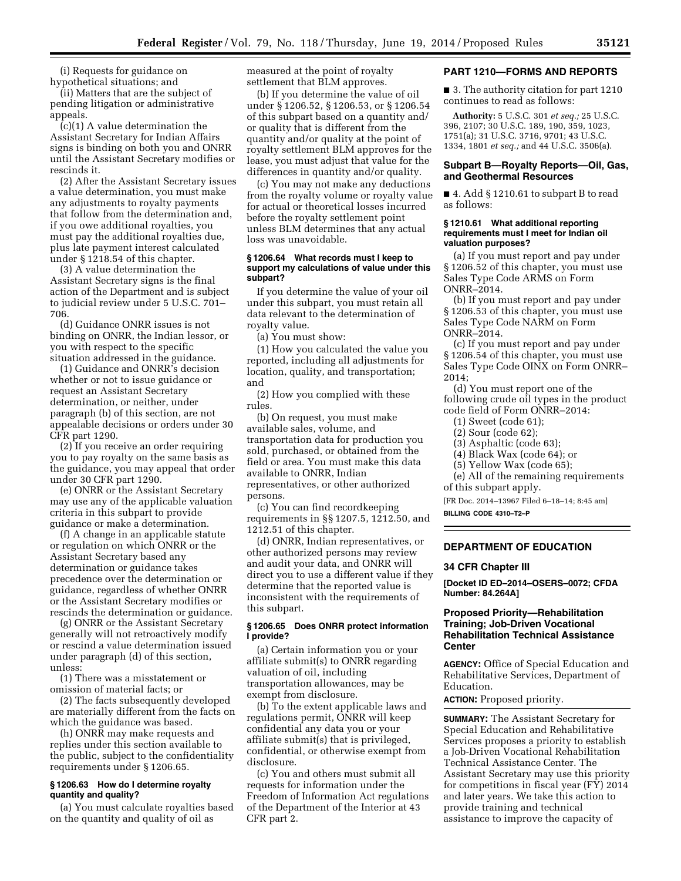(i) Requests for guidance on hypothetical situations; and

(ii) Matters that are the subject of pending litigation or administrative appeals.

(c)(1) A value determination the Assistant Secretary for Indian Affairs signs is binding on both you and ONRR until the Assistant Secretary modifies or rescinds it.

(2) After the Assistant Secretary issues a value determination, you must make any adjustments to royalty payments that follow from the determination and, if you owe additional royalties, you must pay the additional royalties due, plus late payment interest calculated under § 1218.54 of this chapter.

(3) A value determination the Assistant Secretary signs is the final action of the Department and is subject to judicial review under 5 U.S.C. 701–706.

(d) Guidance ONRR issues is not binding on ONRR, the Indian lessor, or you with respect to the specific situation addressed in the guidance.

(1) Guidance and ONRR's decision whether or not to issue guidance or request an Assistant Secretary determination, or neither, under paragraph (b) of this section, are not appealable decisions or orders under 30 CFR part 1290.

(2) If you receive an order requiring you to pay royalty on the same basis as the guidance, you may appeal that order under 30 CFR part 1290.

(e) ONRR or the Assistant Secretary may use any of the applicable valuation criteria in this subpart to provide guidance or make a determination.

(f) A change in an applicable statute or regulation on which ONRR or the Assistant Secretary based any determination or guidance takes precedence over the determination or guidance, regardless of whether ONRR or the Assistant Secretary modifies or rescinds the determination or guidance.

(g) ONRR or the Assistant Secretary generally will not retroactively modify or rescind a value determination issued under paragraph (d) of this section, unless:

(1) There was a misstatement or omission of material facts; or

(2) The facts subsequently developed are materially different from the facts on which the guidance was based.

(h) ONRR may make requests and replies under this section available to the public, subject to the confidentiality requirements under § 1206.65.

#### § 1206.63 How do I determine royalty quantity and quality?

(a) You must calculate royalties based on the quantity and quality of oil as measured at the point of royalty settlement that BLM approves.

(b) If you determine the value of oil under § 1206.52, § 1206.53, or § 1206.54 of this subpart based on a quantity and/or quality that is different from the quantity and/or quality at the point of royalty settlement BLM approves for the lease, you must adjust that value for the differences in quantity and/or quality.

(c) You may not make any deductions from the royalty volume or royalty value for actual or theoretical losses incurred before the royalty settlement point unless BLM determines that any actual loss was unavoidable.

#### § 1206.64 What records must I keep to support my calculations of value under this subpart?

If you determine the value of your oil under this subpart, you must retain all data relevant to the determination of royalty value.

(a) You must show:

(1) How you calculated the value you reported, including all adjustments for location, quality, and transportation; and

(2) How you complied with these rules.

(b) On request, you must make available sales, volume, and transportation data for production you sold, purchased, or obtained from the field or area. You must make this data available to ONRR, Indian representatives, or other authorized persons.

(c) You can find recordkeeping requirements in §§ 1207.5, 1212.50, and 1212.51 of this chapter.

(d) ONRR, Indian representatives, or other authorized persons may review and audit your data, and ONRR will direct you to use a different value if they determine that the reported value is inconsistent with the requirements of this subpart.

#### § 1206.65 Does ONRR protect information I provide?

(a) Certain information you or your affiliate submit(s) to ONRR regarding valuation of oil, including transportation allowances, may be exempt from disclosure.

(b) To the extent applicable laws and regulations permit, ONRR will keep confidential any data you or your affiliate submit(s) that is privileged, confidential, or otherwise exempt from disclosure.

(c) You and others must submit all requests for information under the Freedom of Information Act regulations of the Department of the Interior at 43 CFR part 2.

## PART 1210—FORMS AND REPORTS

■ 3. The authority citation for part 1210 continues to read as follows:

**Authority:** 5 U.S.C. 301 *et seq.;* 25 U.S.C. 396, 2107; 30 U.S.C. 189, 190, 359, 1023, 1751(a); 31 U.S.C. 3716, 9701; 43 U.S.C. 1334, 1801 *et seq.;* and 44 U.S.C. 3506(a).

### Subpart B—Royalty Reports—Oil, Gas, and Geothermal Resources

■ 4. Add § 1210.61 to subpart B to read as follows:

#### § 1210.61 What additional reporting requirements must I meet for Indian oil valuation purposes?

(a) If you must report and pay under § 1206.52 of this chapter, you must use Sales Type Code ARMS on Form ONRR–2014.

(b) If you must report and pay under § 1206.53 of this chapter, you must use Sales Type Code NARM on Form ONRR–2014.

(c) If you must report and pay under § 1206.54 of this chapter, you must use Sales Type Code OINX on Form ONRR–2014;

(d) You must report one of the following crude oil types in the product code field of Form ONRR–2014:

(1) Sweet (code 61);

(2) Sour (code 62);

(3) Asphaltic (code 63);

(4) Black Wax (code 64); or

(5) Yellow Wax (code 65);

(e) All of the remaining requirements of this subpart apply.

[FR Doc. 2014–13967 Filed 6–18–14; 8:45 am]

**BILLING CODE 4310–T2–P**

---

## DEPARTMENT OF EDUCATION

### 34 CFR Chapter III

**[Docket ID ED–2014–OSERS–0072; CFDA Number: 84.264A]**

### Proposed Priority—Rehabilitation Training; Job-Driven Vocational Rehabilitation Technical Assistance Center

**AGENCY:** Office of Special Education and Rehabilitative Services, Department of Education.

**ACTION:** Proposed priority.

**SUMMARY:** The Assistant Secretary for Special Education and Rehabilitative Services proposes a priority to establish a Job-Driven Vocational Rehabilitation Technical Assistance Center. The Assistant Secretary may use this priority for competitions in fiscal year (FY) 2014 and later years. We take this action to provide training and technical assistance to improve the capacity of